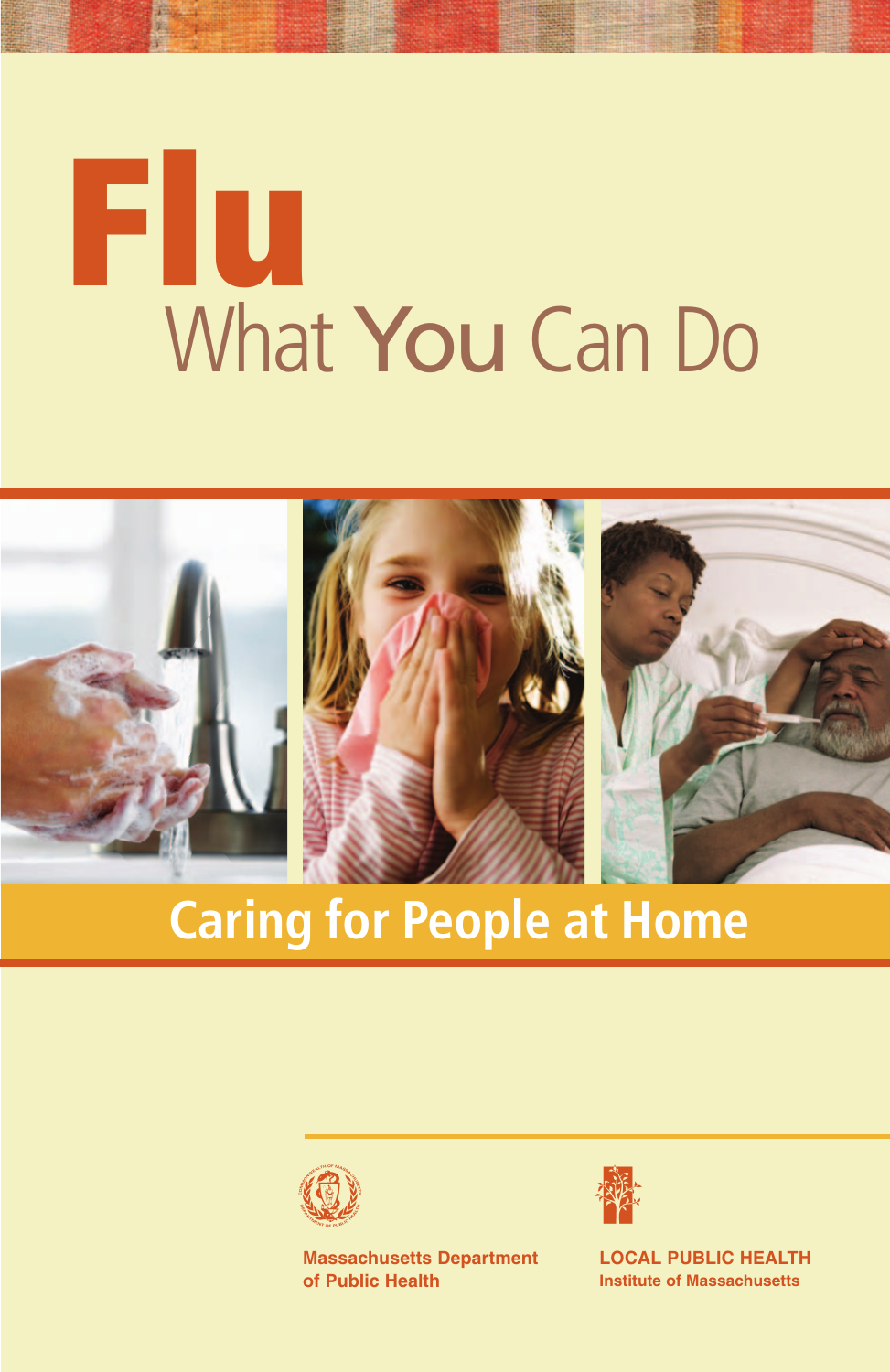# Flu

## What You Can Do

## Caring for People at Home

**Massachusetts Department of Public Health**

**LOCAL PUBLIC HEALTH Institute of Massachusetts**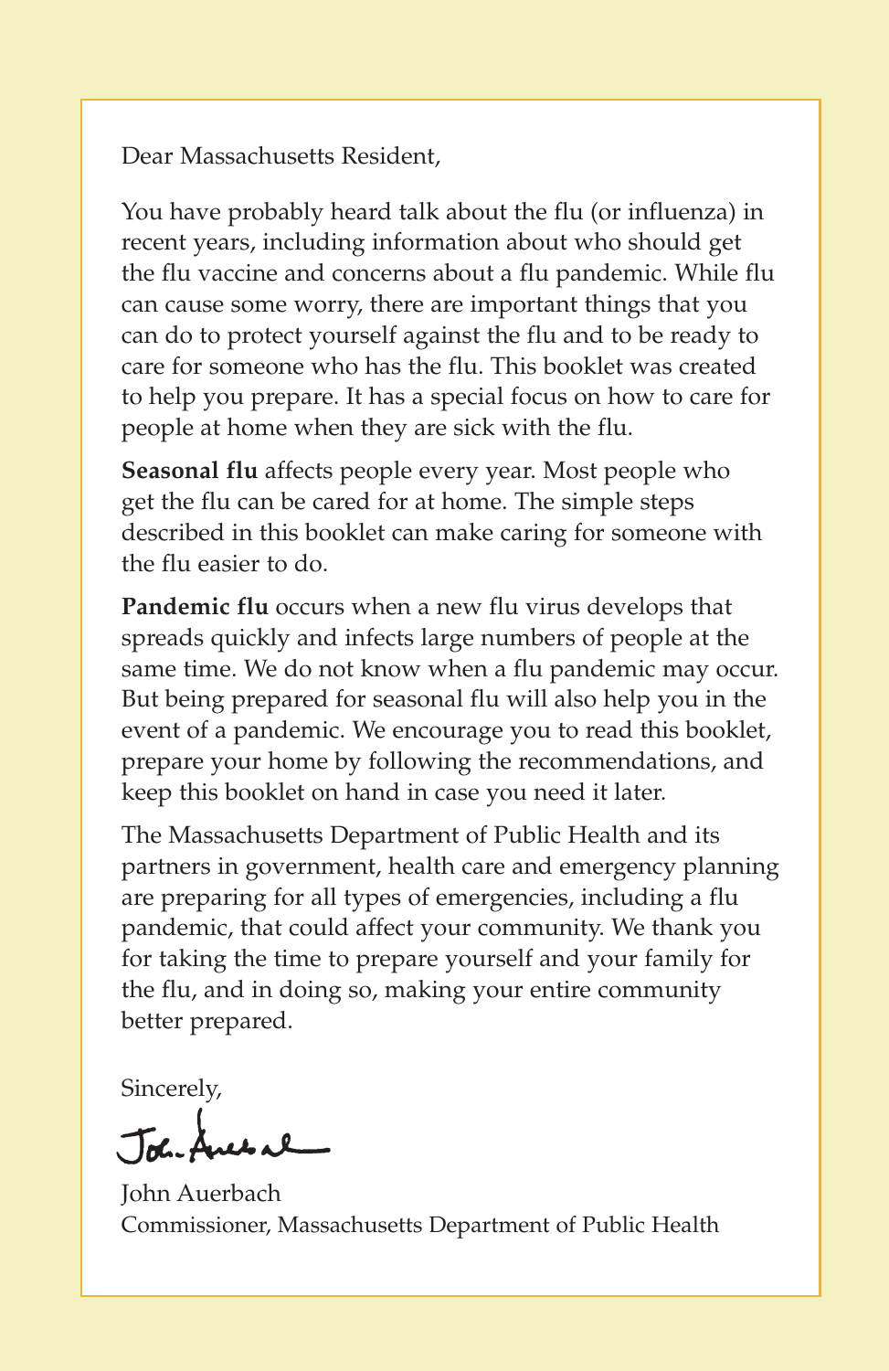Dear Massachusetts Resident,

You have probably heard talk about the flu (or influenza) in recent years, including information about who should get the flu vaccine and concerns about a flu pandemic. While flu can cause some worry, there are important things that you can do to protect yourself against the flu and to be ready to care for someone who has the flu. This booklet was created to help you prepare. It has a special focus on how to care for people at home when they are sick with the flu.

**Seasonal flu** affects people every year. Most people who get the flu can be cared for at home. The simple steps described in this booklet can make caring for someone with the flu easier to do.

**Pandemic flu** occurs when a new flu virus develops that spreads quickly and infects large numbers of people at the same time. We do not know when a flu pandemic may occur. But being prepared for seasonal flu will also help you in the event of a pandemic. We encourage you to read this booklet, prepare your home by following the recommendations, and keep this booklet on hand in case you need it later.

The Massachusetts Department of Public Health and its partners in government, health care and emergency planning are preparing for all types of emergencies, including a flu pandemic, that could affect your community. We thank you for taking the time to prepare yourself and your family for the flu, and in doing so, making your entire community better prepared.

Sincerely,

John Auerbach
Commissioner, Massachusetts Department of Public Health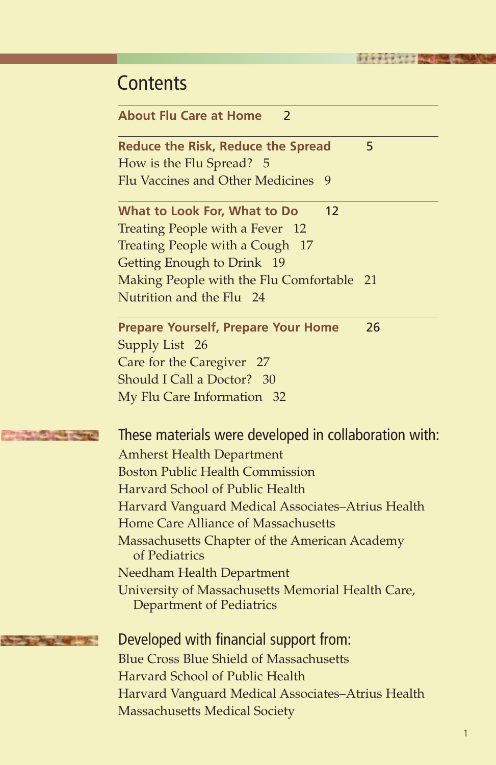# Contents

**About Flu Care at Home** 2

**Reduce the Risk, Reduce the Spread** 5

How is the Flu Spread? 5

Flu Vaccines and Other Medicines 9

**What to Look For, What to Do** 12

Treating People with a Fever 12

Treating People with a Cough 17

Getting Enough to Drink 19

Making People with the Flu Comfortable 21

Nutrition and the Flu 24

**Prepare Yourself, Prepare Your Home** 26

Supply List 26

Care for the Caregiver 27

Should I Call a Doctor? 30

My Flu Care Information 32

## These materials were developed in collaboration with:

Amherst Health Department
Boston Public Health Commission
Harvard School of Public Health
Harvard Vanguard Medical Associates–Atrius Health
Home Care Alliance of Massachusetts
Massachusetts Chapter of the American Academy of Pediatrics
Needham Health Department
University of Massachusetts Memorial Health Care, Department of Pediatrics

## Developed with financial support from:

Blue Cross Blue Shield of Massachusetts
Harvard School of Public Health
Harvard Vanguard Medical Associates–Atrius Health
Massachusetts Medical Society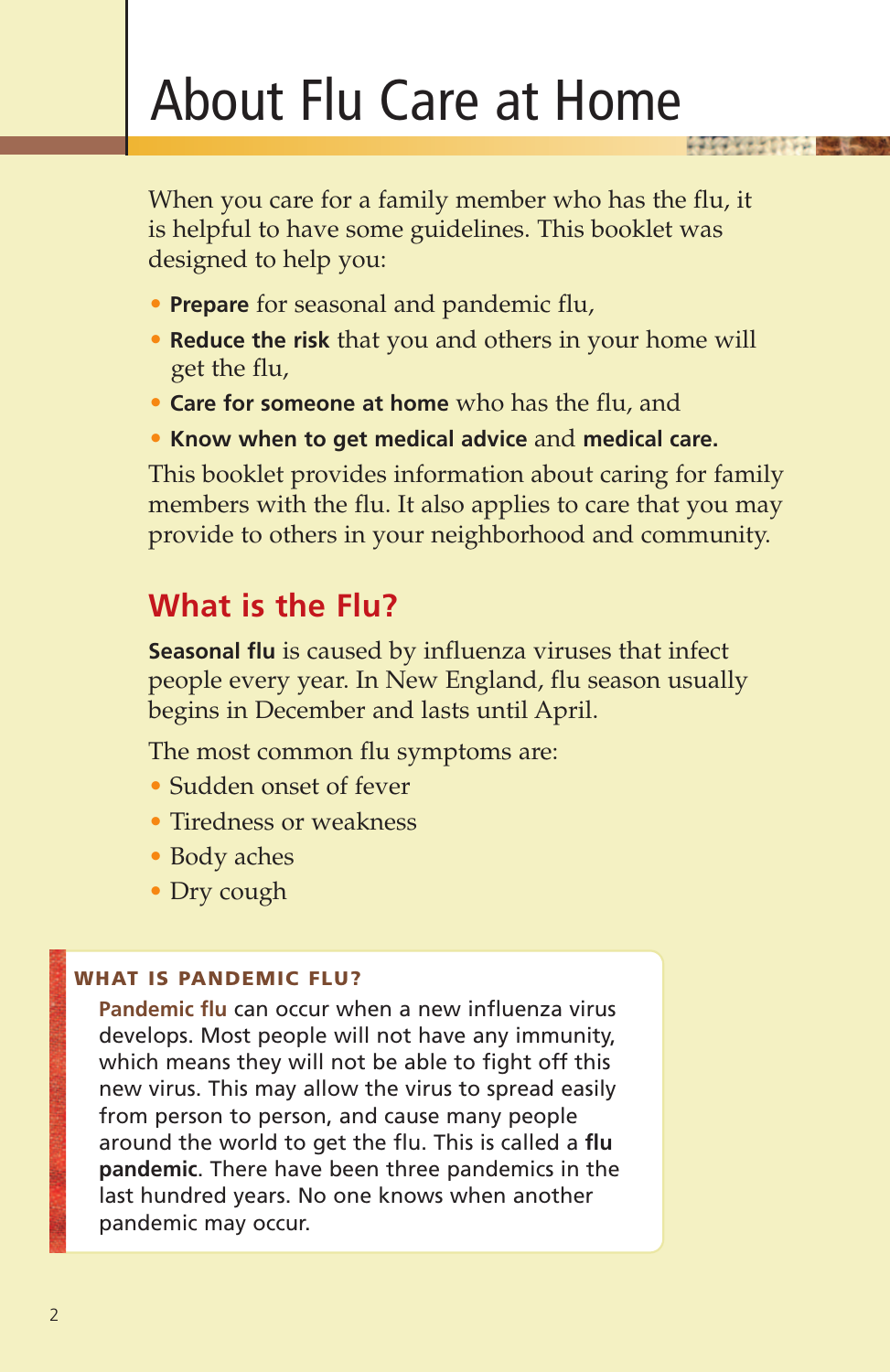# About Flu Care at Home

When you care for a family member who has the flu, it is helpful to have some guidelines. This booklet was designed to help you:

- **Prepare** for seasonal and pandemic flu,
- **Reduce the risk** that you and others in your home will get the flu,
- **Care for someone at home** who has the flu, and
- **Know when to get medical advice** and **medical care.**

This booklet provides information about caring for family members with the flu. It also applies to care that you may provide to others in your neighborhood and community.

## What is the Flu?

**Seasonal flu** is caused by influenza viruses that infect people every year. In New England, flu season usually begins in December and lasts until April.

The most common flu symptoms are:

- Sudden onset of fever
- Tiredness or weakness
- Body aches
- Dry cough

### WHAT IS PANDEMIC FLU?

**Pandemic flu** can occur when a new influenza virus develops. Most people will not have any immunity, which means they will not be able to fight off this new virus. This may allow the virus to spread easily from person to person, and cause many people around the world to get the flu. This is called a **flu pandemic**. There have been three pandemics in the last hundred years. No one knows when another pandemic may occur.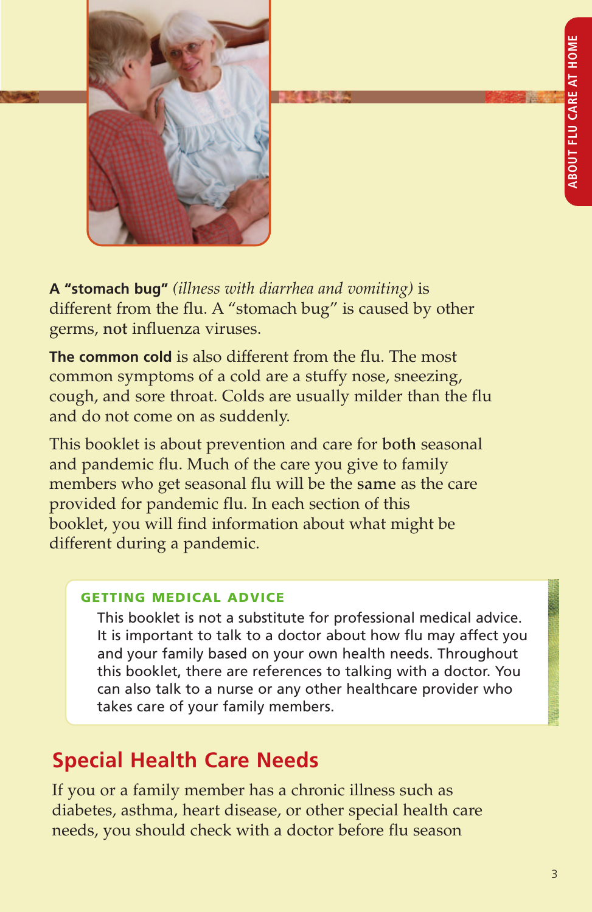**A "stomach bug"** *(illness with diarrhea and vomiting)* is different from the flu. A "stomach bug" is caused by other germs, **not** influenza viruses.

**The common cold** is also different from the flu. The most common symptoms of a cold are a stuffy nose, sneezing, cough, and sore throat. Colds are usually milder than the flu and do not come on as suddenly.

This booklet is about prevention and care for **both** seasonal and pandemic flu. Much of the care you give to family members who get seasonal flu will be the **same** as the care provided for pandemic flu. In each section of this booklet, you will find information about what might be different during a pandemic.

### GETTING MEDICAL ADVICE

This booklet is not a substitute for professional medical advice. It is important to talk to a doctor about how flu may affect you and your family based on your own health needs. Throughout this booklet, there are references to talking with a doctor. You can also talk to a nurse or any other healthcare provider who takes care of your family members.

## Special Health Care Needs

If you or a family member has a chronic illness such as diabetes, asthma, heart disease, or other special health care needs, you should check with a doctor before flu season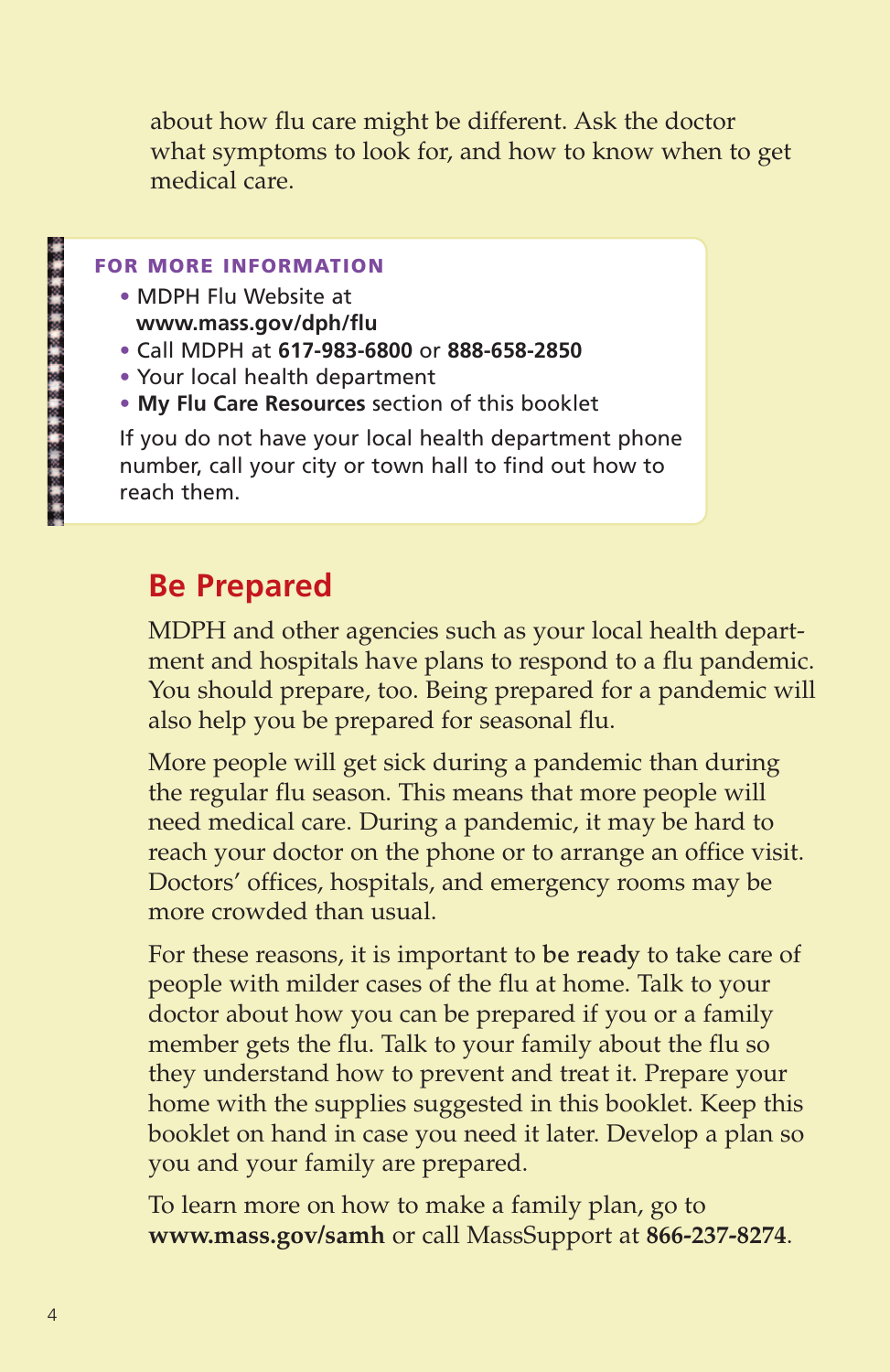about how flu care might be different. Ask the doctor what symptoms to look for, and how to know when to get medical care.

**FOR MORE INFORMATION**

- MDPH Flu Website at **www.mass.gov/dph/flu**
- Call MDPH at **617-983-6800** or **888-658-2850**
- Your local health department
- **My Flu Care Resources** section of this booklet

If you do not have your local health department phone number, call your city or town hall to find out how to reach them.

## Be Prepared

MDPH and other agencies such as your local health department and hospitals have plans to respond to a flu pandemic. You should prepare, too. Being prepared for a pandemic will also help you be prepared for seasonal flu.

More people will get sick during a pandemic than during the regular flu season. This means that more people will need medical care. During a pandemic, it may be hard to reach your doctor on the phone or to arrange an office visit. Doctors' offices, hospitals, and emergency rooms may be more crowded than usual.

For these reasons, it is important to **be ready** to take care of people with milder cases of the flu at home. Talk to your doctor about how you can be prepared if you or a family member gets the flu. Talk to your family about the flu so they understand how to prevent and treat it. Prepare your home with the supplies suggested in this booklet. Keep this booklet on hand in case you need it later. Develop a plan so you and your family are prepared.

To learn more on how to make a family plan, go to **www.mass.gov/samh** or call MassSupport at **866-237-8274**.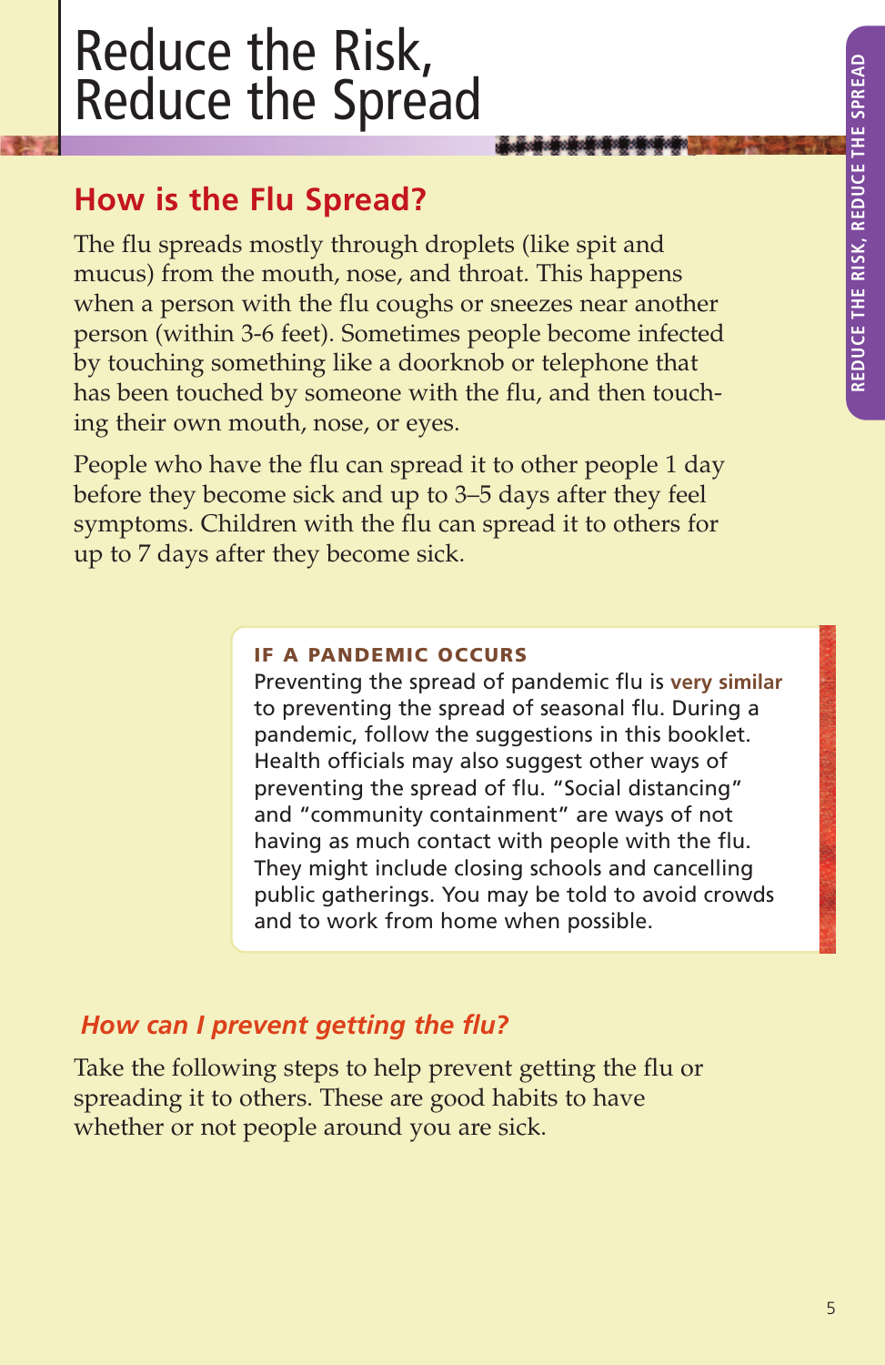# Reduce the Risk, Reduce the Spread

## How is the Flu Spread?

The flu spreads mostly through droplets (like spit and mucus) from the mouth, nose, and throat. This happens when a person with the flu coughs or sneezes near another person (within 3-6 feet). Sometimes people become infected by touching something like a doorknob or telephone that has been touched by someone with the flu, and then touching their own mouth, nose, or eyes.

People who have the flu can spread it to other people 1 day before they become sick and up to 3–5 days after they feel symptoms. Children with the flu can spread it to others for up to 7 days after they become sick.

**IF A PANDEMIC OCCURS**

Preventing the spread of pandemic flu is **very similar** to preventing the spread of seasonal flu. During a pandemic, follow the suggestions in this booklet. Health officials may also suggest other ways of preventing the spread of flu. "Social distancing" and "community containment" are ways of not having as much contact with people with the flu. They might include closing schools and cancelling public gatherings. You may be told to avoid crowds and to work from home when possible.

### *How can I prevent getting the flu?*

Take the following steps to help prevent getting the flu or spreading it to others. These are good habits to have whether or not people around you are sick.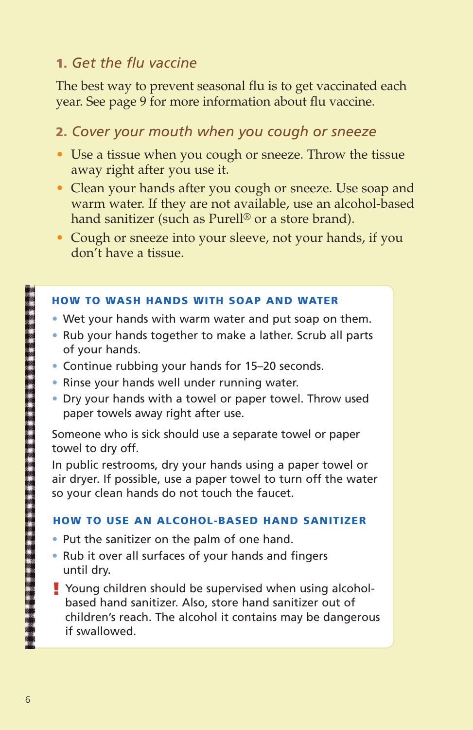### 1. *Get the flu vaccine*

The best way to prevent seasonal flu is to get vaccinated each year. See page 9 for more information about flu vaccine.

### 2. *Cover your mouth when you cough or sneeze*

- Use a tissue when you cough or sneeze. Throw the tissue away right after you use it.
- Clean your hands after you cough or sneeze. Use soap and warm water. If they are not available, use an alcohol-based hand sanitizer (such as Purell® or a store brand).
- Cough or sneeze into your sleeve, not your hands, if you don't have a tissue.

#### HOW TO WASH HANDS WITH SOAP AND WATER

- Wet your hands with warm water and put soap on them.
- Rub your hands together to make a lather. Scrub all parts of your hands.
- Continue rubbing your hands for 15–20 seconds.
- Rinse your hands well under running water.
- Dry your hands with a towel or paper towel. Throw used paper towels away right after use.

Someone who is sick should use a separate towel or paper towel to dry off.

In public restrooms, dry your hands using a paper towel or air dryer. If possible, use a paper towel to turn off the water so your clean hands do not touch the faucet.

#### HOW TO USE AN ALCOHOL-BASED HAND SANITIZER

- Put the sanitizer on the palm of one hand.
- Rub it over all surfaces of your hands and fingers until dry.

**!** Young children should be supervised when using alcohol-based hand sanitizer. Also, store hand sanitizer out of children's reach. The alcohol it contains may be dangerous if swallowed.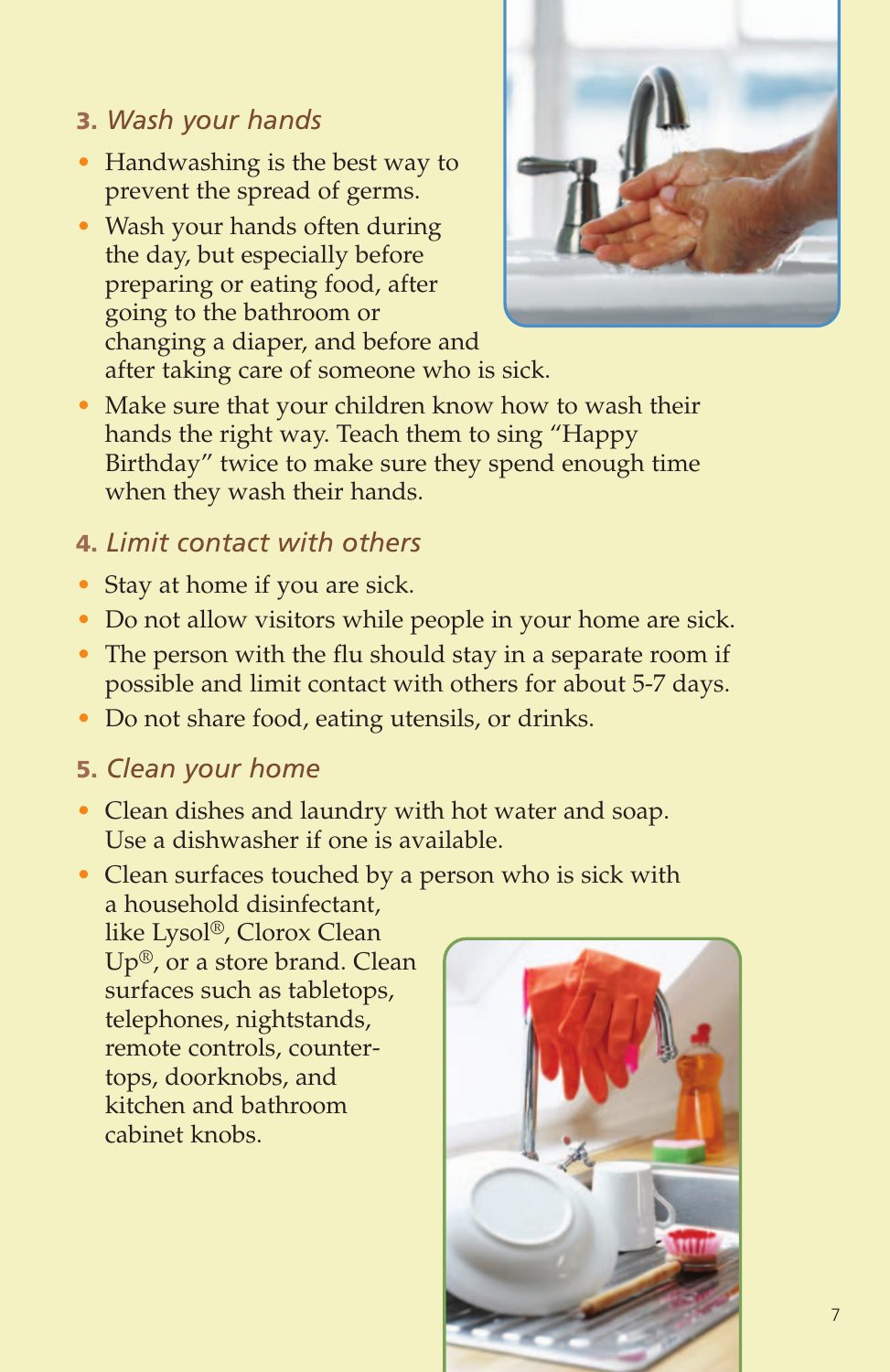### 3. *Wash your hands*

- Handwashing is the best way to prevent the spread of germs.
- Wash your hands often during the day, but especially before preparing or eating food, after going to the bathroom or changing a diaper, and before and after taking care of someone who is sick.
- Make sure that your children know how to wash their hands the right way. Teach them to sing "Happy Birthday" twice to make sure they spend enough time when they wash their hands.

### 4. *Limit contact with others*

- Stay at home if you are sick.
- Do not allow visitors while people in your home are sick.
- The person with the flu should stay in a separate room if possible and limit contact with others for about 5-7 days.
- Do not share food, eating utensils, or drinks.

### 5. *Clean your home*

- Clean dishes and laundry with hot water and soap. Use a dishwasher if one is available.
- Clean surfaces touched by a person who is sick with a household disinfectant, like Lysol®, Clorox Clean Up®, or a store brand. Clean surfaces such as tabletops, telephones, nightstands, remote controls, countertops, doorknobs, and kitchen and bathroom cabinet knobs.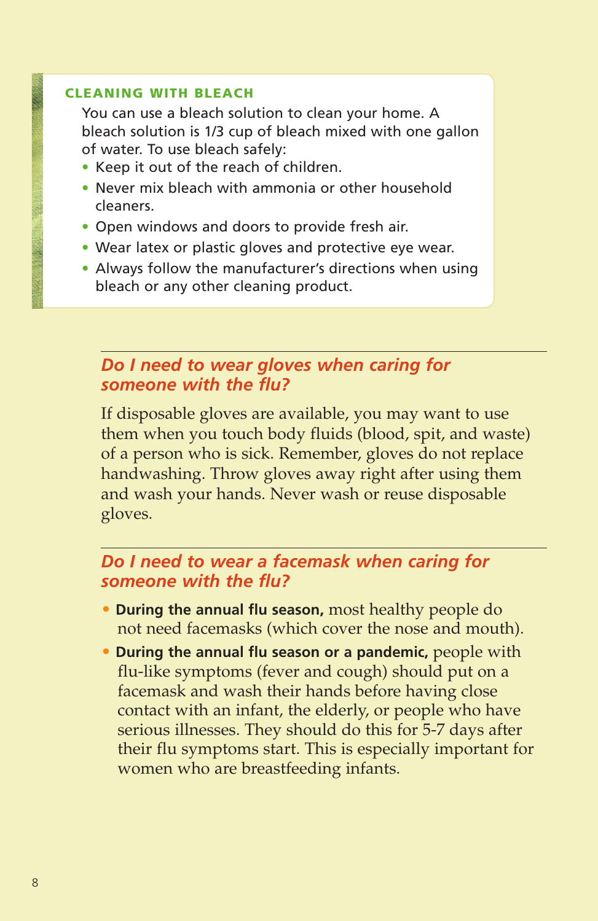### CLEANING WITH BLEACH

You can use a bleach solution to clean your home. A bleach solution is 1/3 cup of bleach mixed with one gallon of water. To use bleach safely:

- Keep it out of the reach of children.
- Never mix bleach with ammonia or other household cleaners.
- Open windows and doors to provide fresh air.
- Wear latex or plastic gloves and protective eye wear.
- Always follow the manufacturer's directions when using bleach or any other cleaning product.

## *Do I need to wear gloves when caring for someone with the flu?*

If disposable gloves are available, you may want to use them when you touch body fluids (blood, spit, and waste) of a person who is sick. Remember, gloves do not replace handwashing. Throw gloves away right after using them and wash your hands. Never wash or reuse disposable gloves.

## *Do I need to wear a facemask when caring for someone with the flu?*

- **During the annual flu season,** most healthy people do not need facemasks (which cover the nose and mouth).
- **During the annual flu season or a pandemic,** people with flu-like symptoms (fever and cough) should put on a facemask and wash their hands before having close contact with an infant, the elderly, or people who have serious illnesses. They should do this for 5-7 days after their flu symptoms start. This is especially important for women who are breastfeeding infants.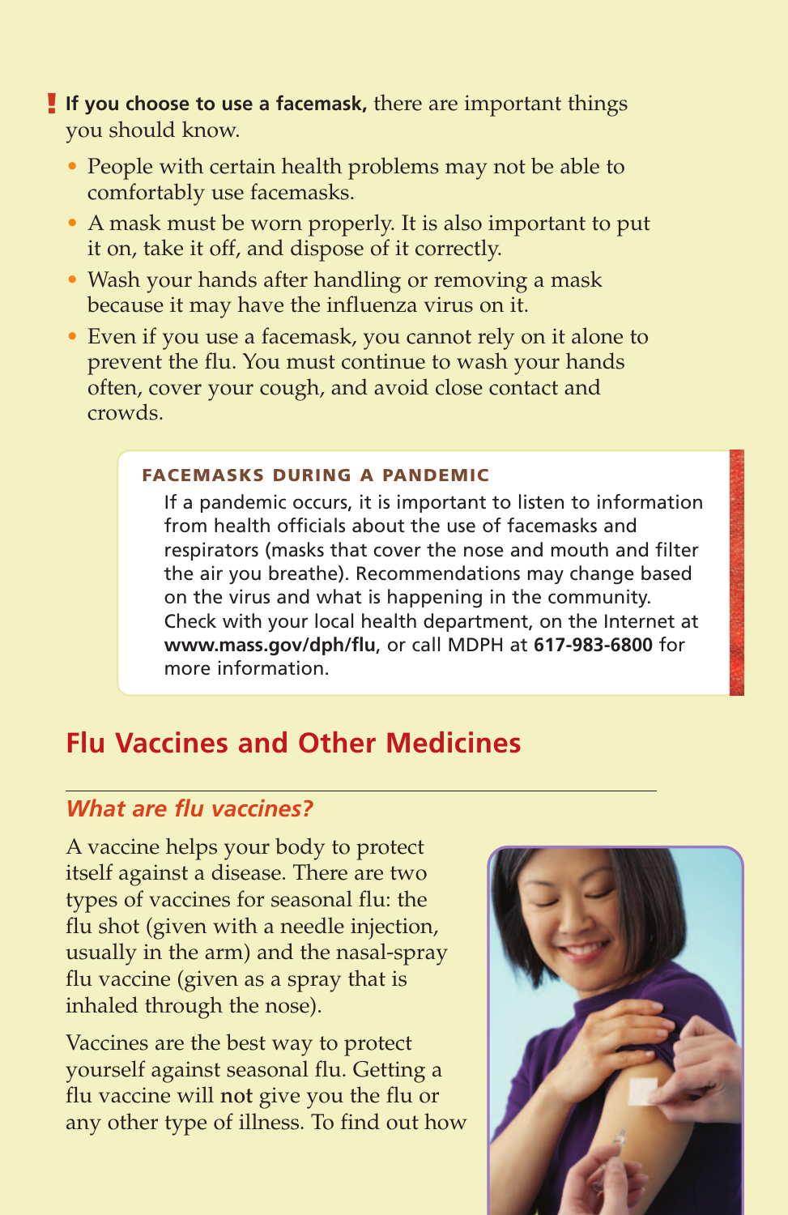**If you choose to use a facemask,** there are important things you should know.

- People with certain health problems may not be able to comfortably use facemasks.
- A mask must be worn properly. It is also important to put it on, take it off, and dispose of it correctly.
- Wash your hands after handling or removing a mask because it may have the influenza virus on it.
- Even if you use a facemask, you cannot rely on it alone to prevent the flu. You must continue to wash your hands often, cover your cough, and avoid close contact and crowds.

**FACEMASKS DURING A PANDEMIC**

If a pandemic occurs, it is important to listen to information from health officials about the use of facemasks and respirators (masks that cover the nose and mouth and filter the air you breathe). Recommendations may change based on the virus and what is happening in the community. Check with your local health department, on the Internet at **www.mass.gov/dph/flu**, or call MDPH at **617-983-6800** for more information.

## Flu Vaccines and Other Medicines

### *What are flu vaccines?*

A vaccine helps your body to protect itself against a disease. There are two types of vaccines for seasonal flu: the flu shot (given with a needle injection, usually in the arm) and the nasal-spray flu vaccine (given as a spray that is inhaled through the nose).

Vaccines are the best way to protect yourself against seasonal flu. Getting a flu vaccine will **not** give you the flu or any other type of illness. To find out how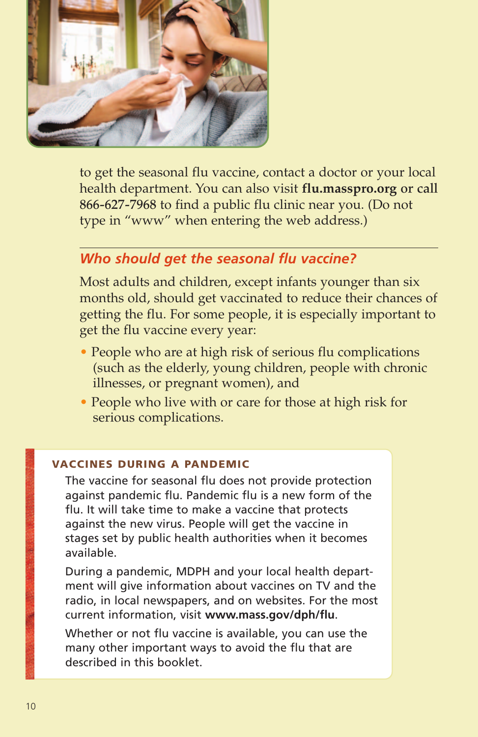to get the seasonal flu vaccine, contact a doctor or your local health department. You can also visit **flu.masspro.org or call 866-627-7968** to find a public flu clinic near you. (Do not type in "www" when entering the web address.)

## *Who should get the seasonal flu vaccine?*

Most adults and children, except infants younger than six months old, should get vaccinated to reduce their chances of getting the flu. For some people, it is especially important to get the flu vaccine every year:

- People who are at high risk of serious flu complications (such as the elderly, young children, people with chronic illnesses, or pregnant women), and
- People who live with or care for those at high risk for serious complications.

### VACCINES DURING A PANDEMIC

The vaccine for seasonal flu does not provide protection against pandemic flu. Pandemic flu is a new form of the flu. It will take time to make a vaccine that protects against the new virus. People will get the vaccine in stages set by public health authorities when it becomes available.

During a pandemic, MDPH and your local health department will give information about vaccines on TV and the radio, in local newspapers, and on websites. For the most current information, visit **www.mass.gov/dph/flu**.

Whether or not flu vaccine is available, you can use the many other important ways to avoid the flu that are described in this booklet.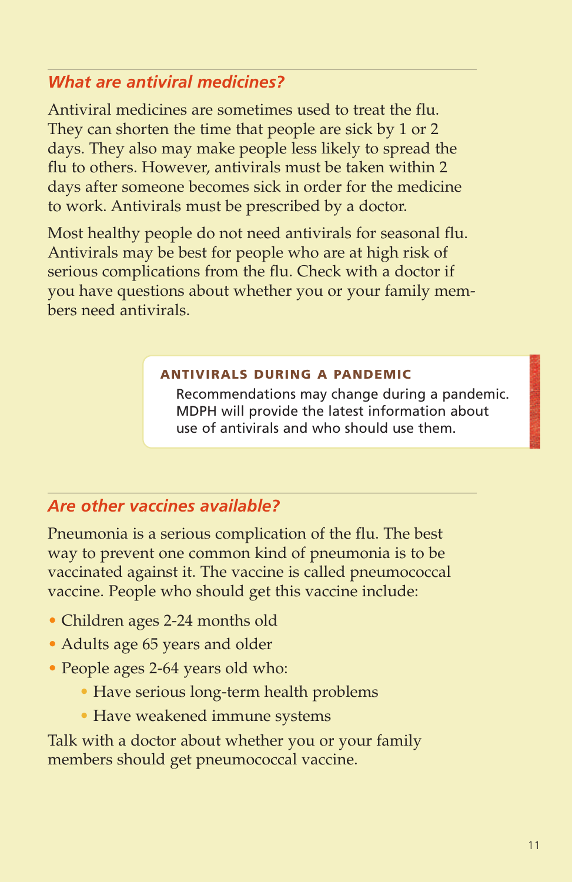## *What are antiviral medicines?*

Antiviral medicines are sometimes used to treat the flu. They can shorten the time that people are sick by 1 or 2 days. They also may make people less likely to spread the flu to others. However, antivirals must be taken within 2 days after someone becomes sick in order for the medicine to work. Antivirals must be prescribed by a doctor.

Most healthy people do not need antivirals for seasonal flu. Antivirals may be best for people who are at high risk of serious complications from the flu. Check with a doctor if you have questions about whether you or your family members need antivirals.

**ANTIVIRALS DURING A PANDEMIC**

Recommendations may change during a pandemic. MDPH will provide the latest information about use of antivirals and who should use them.

## *Are other vaccines available?*

Pneumonia is a serious complication of the flu. The best way to prevent one common kind of pneumonia is to be vaccinated against it. The vaccine is called pneumococcal vaccine. People who should get this vaccine include:

- Children ages 2-24 months old
- Adults age 65 years and older
- People ages 2-64 years old who:
  - Have serious long-term health problems
  - Have weakened immune systems

Talk with a doctor about whether you or your family members should get pneumococcal vaccine.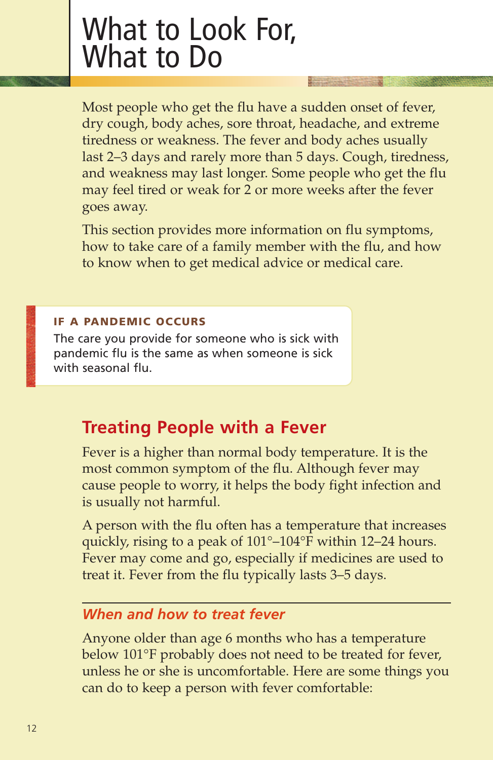# What to Look For, What to Do

Most people who get the flu have a sudden onset of fever, dry cough, body aches, sore throat, headache, and extreme tiredness or weakness. The fever and body aches usually last 2–3 days and rarely more than 5 days. Cough, tiredness, and weakness may last longer. Some people who get the flu may feel tired or weak for 2 or more weeks after the fever goes away.

This section provides more information on flu symptoms, how to take care of a family member with the flu, and how to know when to get medical advice or medical care.

> **IF A PANDEMIC OCCURS**
> The care you provide for someone who is sick with pandemic flu is the same as when someone is sick with seasonal flu.

## Treating People with a Fever

Fever is a higher than normal body temperature. It is the most common symptom of the flu. Although fever may cause people to worry, it helps the body fight infection and is usually not harmful.

A person with the flu often has a temperature that increases quickly, rising to a peak of 101°–104°F within 12–24 hours. Fever may come and go, especially if medicines are used to treat it. Fever from the flu typically lasts 3–5 days.

### *When and how to treat fever*

Anyone older than age 6 months who has a temperature below 101°F probably does not need to be treated for fever, unless he or she is uncomfortable. Here are some things you can do to keep a person with fever comfortable: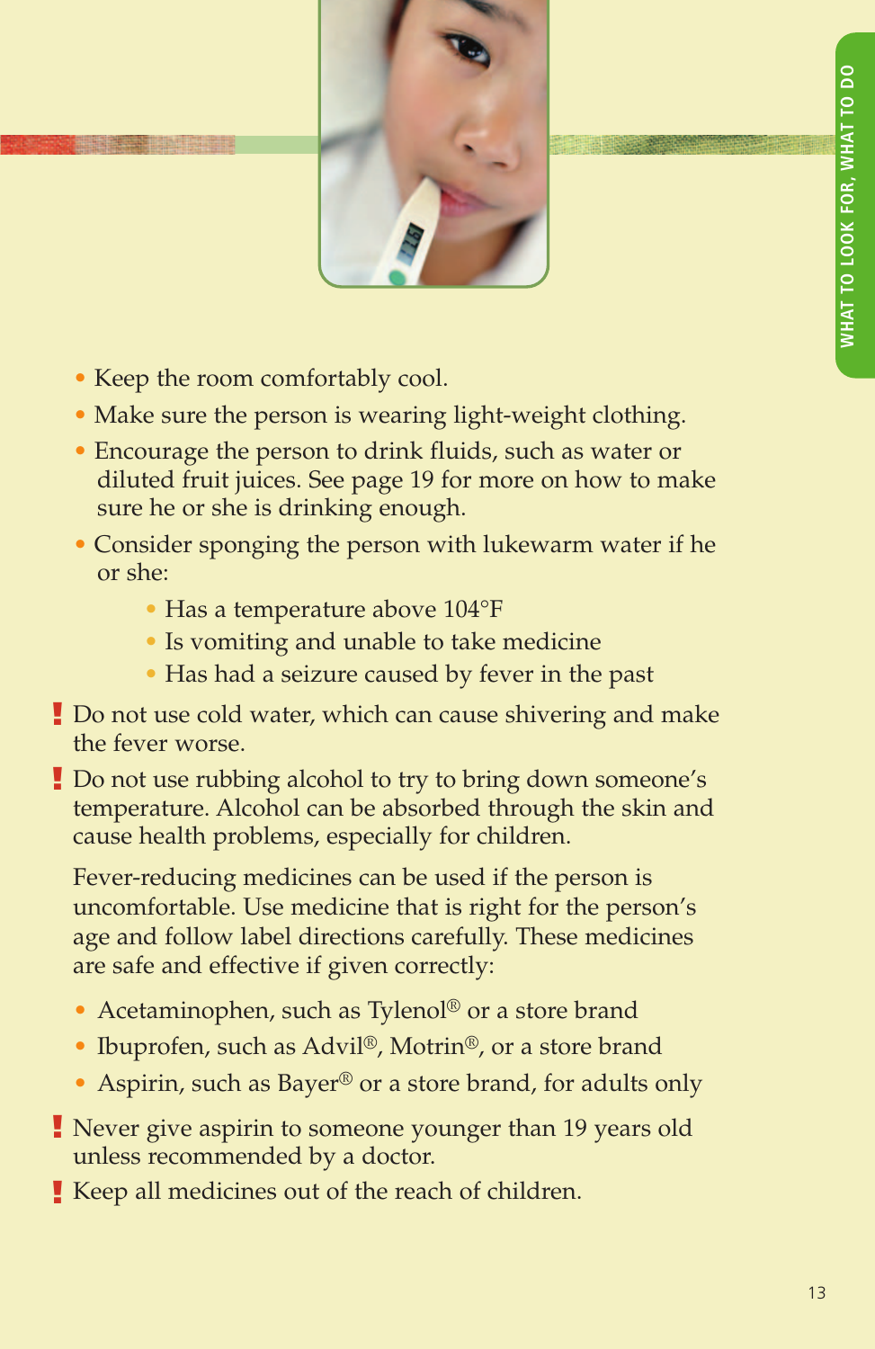- Keep the room comfortably cool.
- Make sure the person is wearing light-weight clothing.
- Encourage the person to drink fluids, such as water or diluted fruit juices. See page 19 for more on how to make sure he or she is drinking enough.
- Consider sponging the person with lukewarm water if he or she:
  - Has a temperature above 104°F
  - Is vomiting and unable to take medicine
  - Has had a seizure caused by fever in the past

**!** Do not use cold water, which can cause shivering and make the fever worse.

**!** Do not use rubbing alcohol to try to bring down someone's temperature. Alcohol can be absorbed through the skin and cause health problems, especially for children.

Fever-reducing medicines can be used if the person is uncomfortable. Use medicine that is right for the person's age and follow label directions carefully. These medicines are safe and effective if given correctly:

- Acetaminophen, such as Tylenol® or a store brand
- Ibuprofen, such as Advil®, Motrin®, or a store brand
- Aspirin, such as Bayer® or a store brand, for adults only

**!** Never give aspirin to someone younger than 19 years old unless recommended by a doctor.

**!** Keep all medicines out of the reach of children.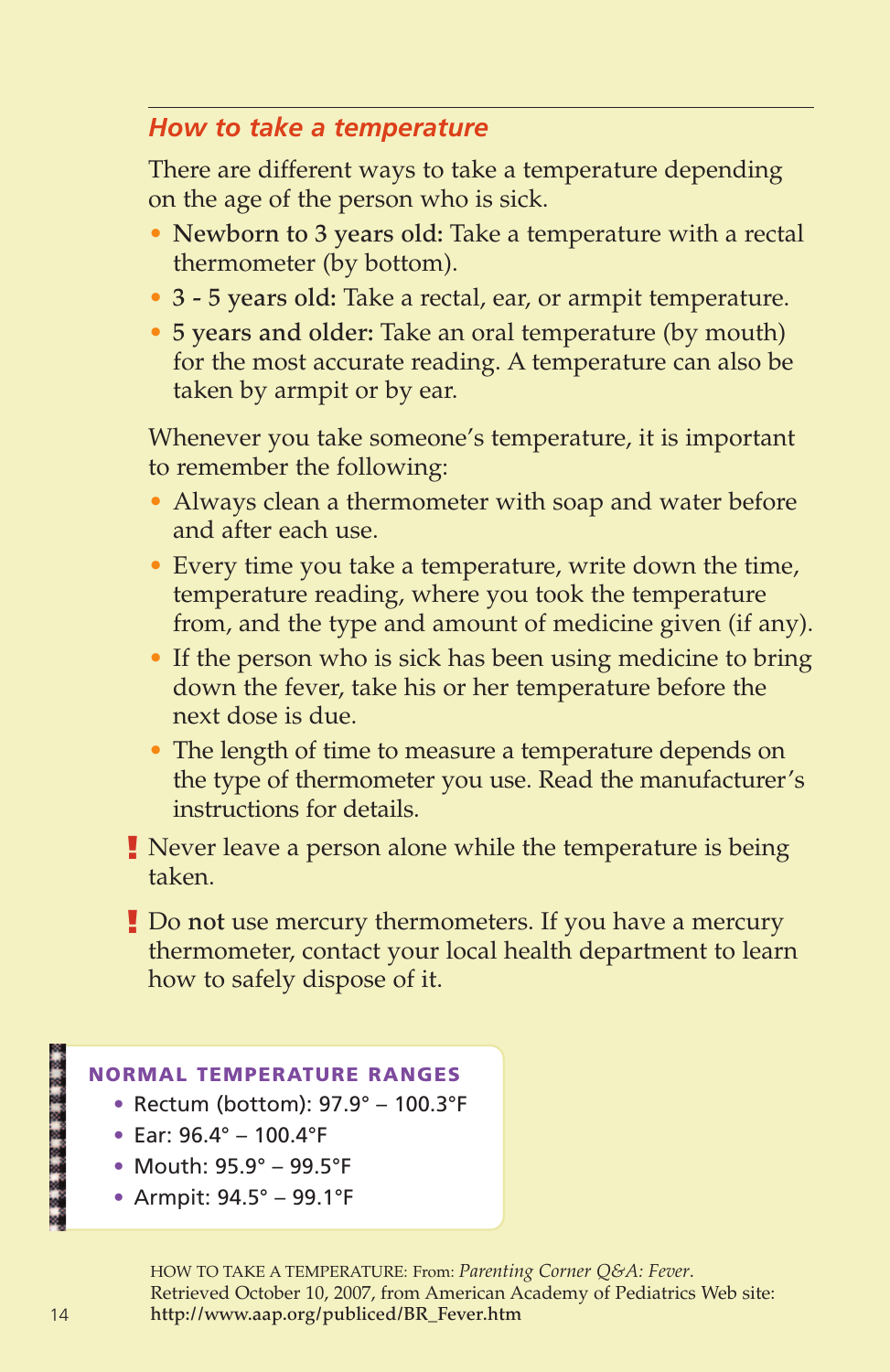## *How to take a temperature*

There are different ways to take a temperature depending on the age of the person who is sick.

- **Newborn to 3 years old:** Take a temperature with a rectal thermometer (by bottom).
- **3 - 5 years old:** Take a rectal, ear, or armpit temperature.
- **5 years and older:** Take an oral temperature (by mouth) for the most accurate reading. A temperature can also be taken by armpit or by ear.

Whenever you take someone's temperature, it is important to remember the following:

- Always clean a thermometer with soap and water before and after each use.
- Every time you take a temperature, write down the time, temperature reading, where you took the temperature from, and the type and amount of medicine given (if any).
- If the person who is sick has been using medicine to bring down the fever, take his or her temperature before the next dose is due.
- The length of time to measure a temperature depends on the type of thermometer you use. Read the manufacturer's instructions for details.

**!** Never leave a person alone while the temperature is being taken.

**!** Do **not** use mercury thermometers. If you have a mercury thermometer, contact your local health department to learn how to safely dispose of it.

**NORMAL TEMPERATURE RANGES**

- Rectum (bottom): 97.9° – 100.3°F
- Ear: 96.4° – 100.4°F
- Mouth: 95.9° – 99.5°F
- Armpit: 94.5° – 99.1°F

HOW TO TAKE A TEMPERATURE: From: *Parenting Corner Q&A: Fever*. Retrieved October 10, 2007, from American Academy of Pediatrics Web site: **http://www.aap.org/publiced/BR_Fever.htm**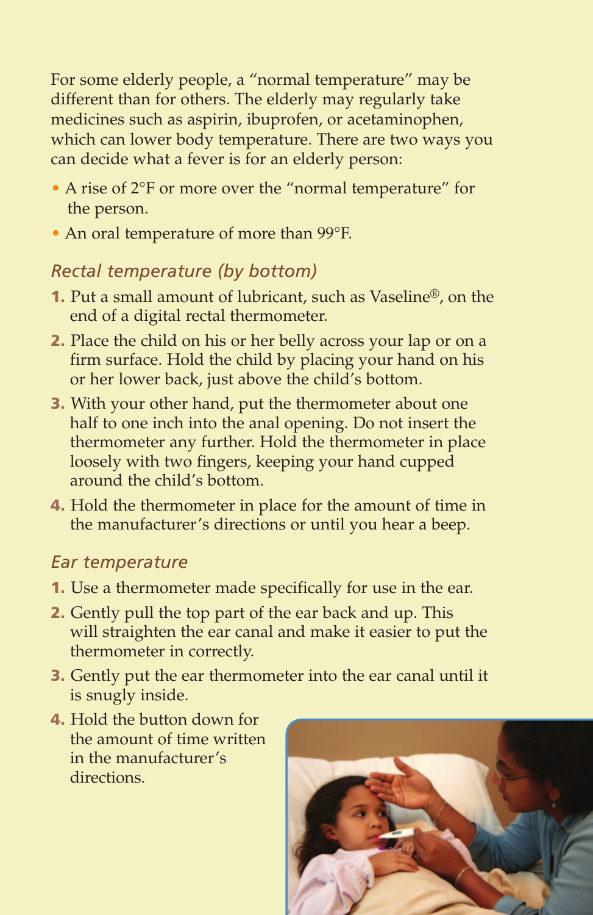For some elderly people, a "normal temperature" may be different than for others. The elderly may regularly take medicines such as aspirin, ibuprofen, or acetaminophen, which can lower body temperature. There are two ways you can decide what a fever is for an elderly person:

- A rise of 2°F or more over the "normal temperature" for the person.
- An oral temperature of more than 99°F.

### *Rectal temperature (by bottom)*

1. Put a small amount of lubricant, such as Vaseline®, on the end of a digital rectal thermometer.
2. Place the child on his or her belly across your lap or on a firm surface. Hold the child by placing your hand on his or her lower back, just above the child's bottom.
3. With your other hand, put the thermometer about one half to one inch into the anal opening. Do not insert the thermometer any further. Hold the thermometer in place loosely with two fingers, keeping your hand cupped around the child's bottom.
4. Hold the thermometer in place for the amount of time in the manufacturer's directions or until you hear a beep.

### *Ear temperature*

1. Use a thermometer made specifically for use in the ear.
2. Gently pull the top part of the ear back and up. This will straighten the ear canal and make it easier to put the thermometer in correctly.
3. Gently put the ear thermometer into the ear canal until it is snugly inside.
4. Hold the button down for the amount of time written in the manufacturer's directions.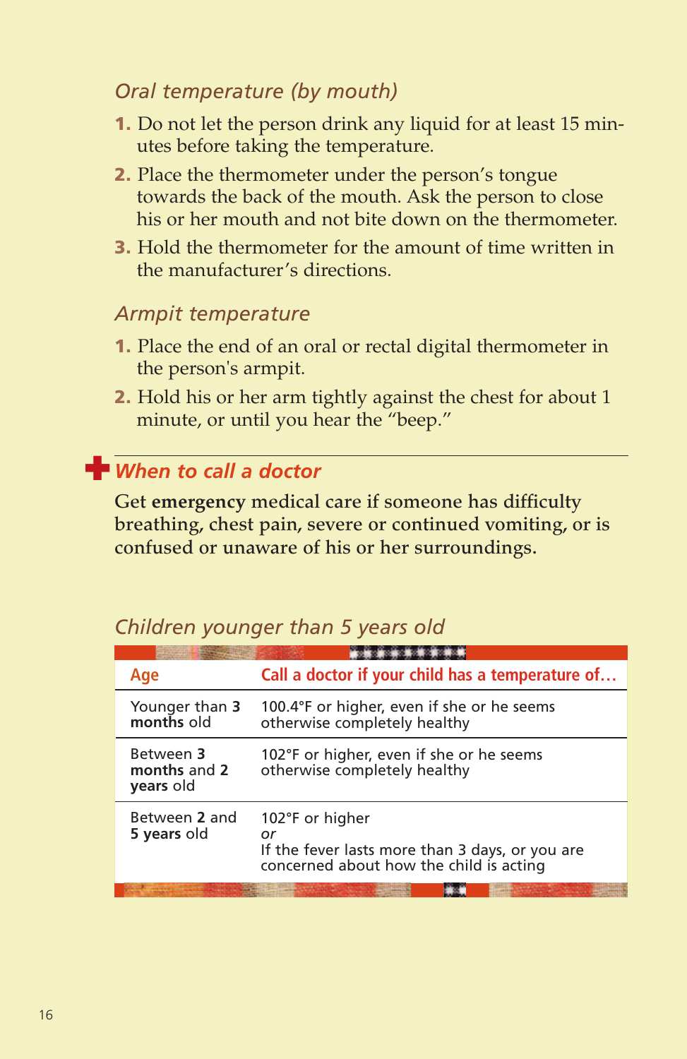### *Oral temperature (by mouth)*

1. Do not let the person drink any liquid for at least 15 minutes before taking the temperature.
2. Place the thermometer under the person's tongue towards the back of the mouth. Ask the person to close his or her mouth and not bite down on the thermometer.
3. Hold the thermometer for the amount of time written in the manufacturer's directions.

### *Armpit temperature*

1. Place the end of an oral or rectal digital thermometer in the person's armpit.
2. Hold his or her arm tightly against the chest for about 1 minute, or until you hear the "beep."

## *When to call a doctor*

**Get emergency medical care if someone has difficulty breathing, chest pain, severe or continued vomiting, or is confused or unaware of his or her surroundings.**

### *Children younger than 5 years old*

| Age | Call a doctor if your child has a temperature of… |
| --- | --- |
| Younger than **3 months** old | 100.4°F or higher, even if she or he seems otherwise completely healthy |
| Between **3 months** and **2 years** old | 102°F or higher, even if she or he seems otherwise completely healthy |
| Between **2** and **5 years** old | 102°F or higher *or* If the fever lasts more than 3 days, or you are concerned about how the child is acting |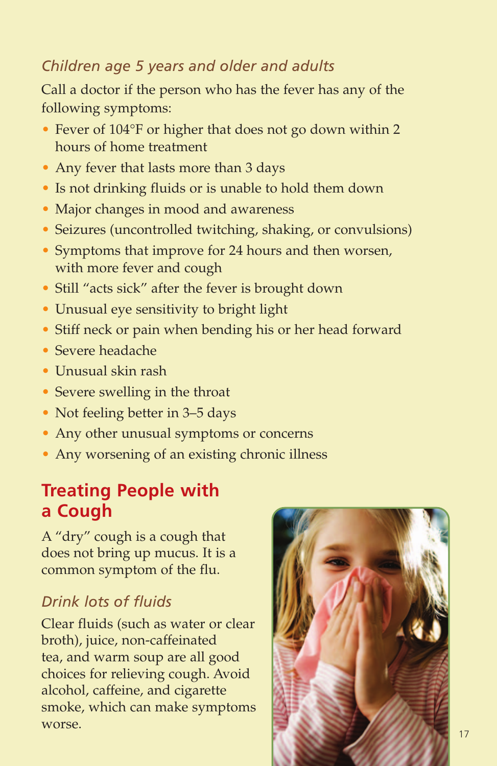### *Children age 5 years and older and adults*

Call a doctor if the person who has the fever has any of the following symptoms:

- Fever of 104°F or higher that does not go down within 2 hours of home treatment
- Any fever that lasts more than 3 days
- Is not drinking fluids or is unable to hold them down
- Major changes in mood and awareness
- Seizures (uncontrolled twitching, shaking, or convulsions)
- Symptoms that improve for 24 hours and then worsen, with more fever and cough
- Still "acts sick" after the fever is brought down
- Unusual eye sensitivity to bright light
- Stiff neck or pain when bending his or her head forward
- Severe headache
- Unusual skin rash
- Severe swelling in the throat
- Not feeling better in 3–5 days
- Any other unusual symptoms or concerns
- Any worsening of an existing chronic illness

## Treating People with a Cough

A "dry" cough is a cough that does not bring up mucus. It is a common symptom of the flu.

### *Drink lots of fluids*

Clear fluids (such as water or clear broth), juice, non-caffeinated tea, and warm soup are all good choices for relieving cough. Avoid alcohol, caffeine, and cigarette smoke, which can make symptoms worse.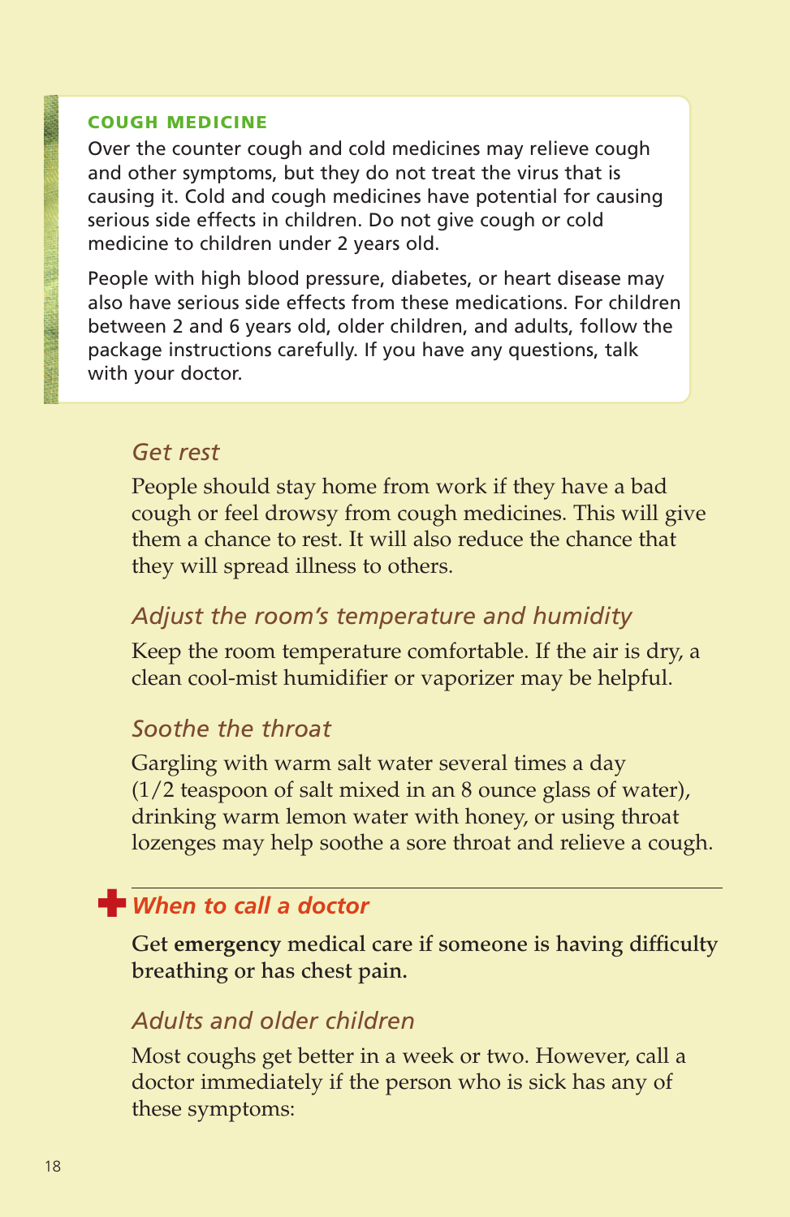### COUGH MEDICINE

Over the counter cough and cold medicines may relieve cough and other symptoms, but they do not treat the virus that is causing it. Cold and cough medicines have potential for causing serious side effects in children. Do not give cough or cold medicine to children under 2 years old.

People with high blood pressure, diabetes, or heart disease may also have serious side effects from these medications. For children between 2 and 6 years old, older children, and adults, follow the package instructions carefully. If you have any questions, talk with your doctor.

### *Get rest*

People should stay home from work if they have a bad cough or feel drowsy from cough medicines. This will give them a chance to rest. It will also reduce the chance that they will spread illness to others.

### *Adjust the room's temperature and humidity*

Keep the room temperature comfortable. If the air is dry, a clean cool-mist humidifier or vaporizer may be helpful.

### *Soothe the throat*

Gargling with warm salt water several times a day (1/2 teaspoon of salt mixed in an 8 ounce glass of water), drinking warm lemon water with honey, or using throat lozenges may help soothe a sore throat and relieve a cough.

## *When to call a doctor*

**Get emergency medical care if someone is having difficulty breathing or has chest pain.**

### *Adults and older children*

Most coughs get better in a week or two. However, call a doctor immediately if the person who is sick has any of these symptoms: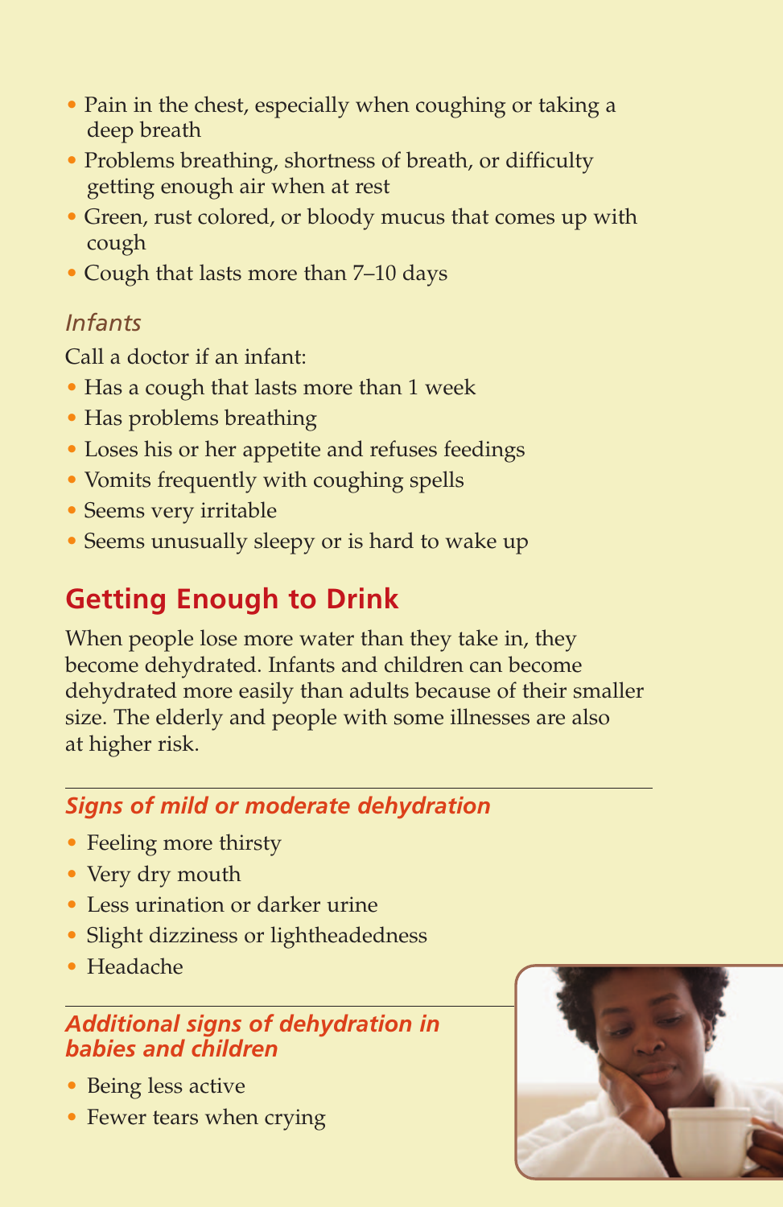- Pain in the chest, especially when coughing or taking a deep breath
- Problems breathing, shortness of breath, or difficulty getting enough air when at rest
- Green, rust colored, or bloody mucus that comes up with cough
- Cough that lasts more than 7–10 days

### *Infants*

Call a doctor if an infant:

- Has a cough that lasts more than 1 week
- Has problems breathing
- Loses his or her appetite and refuses feedings
- Vomits frequently with coughing spells
- Seems very irritable
- Seems unusually sleepy or is hard to wake up

## Getting Enough to Drink

When people lose more water than they take in, they become dehydrated. Infants and children can become dehydrated more easily than adults because of their smaller size. The elderly and people with some illnesses are also at higher risk.

### *Signs of mild or moderate dehydration*

- Feeling more thirsty
- Very dry mouth
- Less urination or darker urine
- Slight dizziness or lightheadedness
- Headache

### *Additional signs of dehydration in babies and children*

- Being less active
- Fewer tears when crying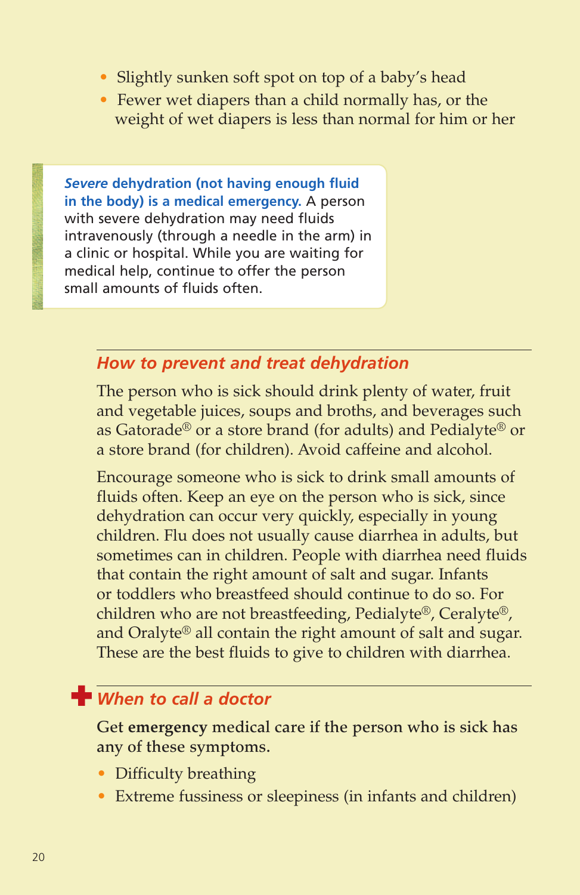- Slightly sunken soft spot on top of a baby's head
- Fewer wet diapers than a child normally has, or the weight of wet diapers is less than normal for him or her

***Severe* dehydration (not having enough fluid in the body) is a medical emergency.** A person with severe dehydration may need fluids intravenously (through a needle in the arm) in a clinic or hospital. While you are waiting for medical help, continue to offer the person small amounts of fluids often.

### *How to prevent and treat dehydration*

The person who is sick should drink plenty of water, fruit and vegetable juices, soups and broths, and beverages such as Gatorade® or a store brand (for adults) and Pedialyte® or a store brand (for children). Avoid caffeine and alcohol.

Encourage someone who is sick to drink small amounts of fluids often. Keep an eye on the person who is sick, since dehydration can occur very quickly, especially in young children. Flu does not usually cause diarrhea in adults, but sometimes can in children. People with diarrhea need fluids that contain the right amount of salt and sugar. Infants or toddlers who breastfeed should continue to do so. For children who are not breastfeeding, Pedialyte®, Ceralyte®, and Oralyte® all contain the right amount of salt and sugar. These are the best fluids to give to children with diarrhea.

### *When to call a doctor*

**Get emergency medical care if the person who is sick has any of these symptoms.**

- Difficulty breathing
- Extreme fussiness or sleepiness (in infants and children)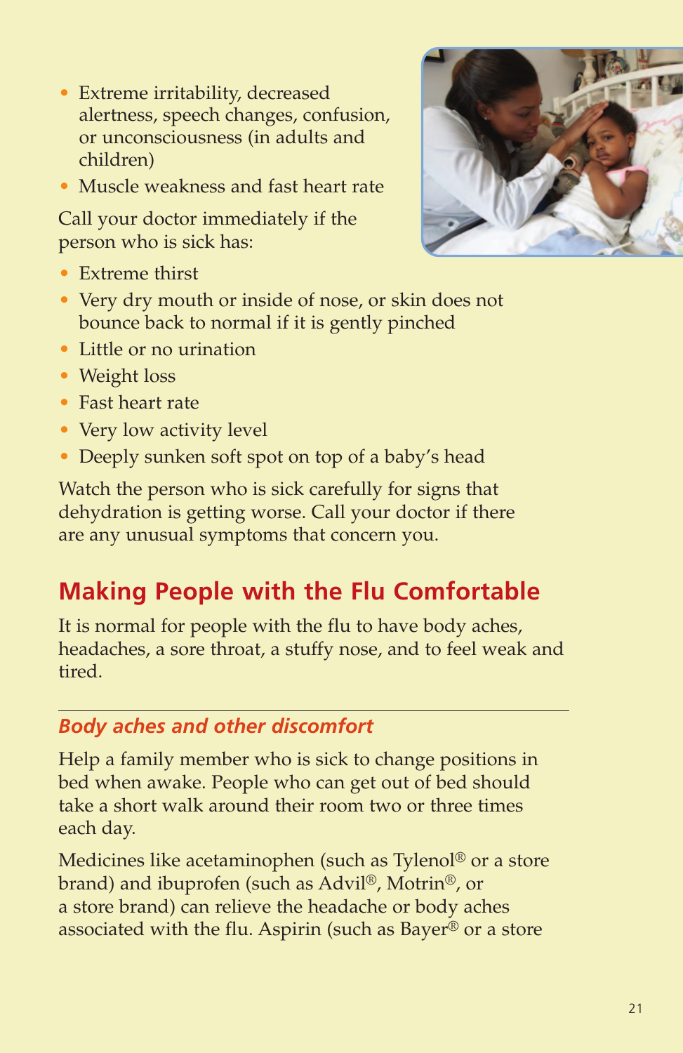- Extreme irritability, decreased alertness, speech changes, confusion, or unconsciousness (in adults and children)
- Muscle weakness and fast heart rate

Call your doctor immediately if the person who is sick has:

- Extreme thirst
- Very dry mouth or inside of nose, or skin does not bounce back to normal if it is gently pinched
- Little or no urination
- Weight loss
- Fast heart rate
- Very low activity level
- Deeply sunken soft spot on top of a baby's head

Watch the person who is sick carefully for signs that dehydration is getting worse. Call your doctor if there are any unusual symptoms that concern you.

## Making People with the Flu Comfortable

It is normal for people with the flu to have body aches, headaches, a sore throat, a stuffy nose, and to feel weak and tired.

### *Body aches and other discomfort*

Help a family member who is sick to change positions in bed when awake. People who can get out of bed should take a short walk around their room two or three times each day.

Medicines like acetaminophen (such as Tylenol® or a store brand) and ibuprofen (such as Advil®, Motrin®, or a store brand) can relieve the headache or body aches associated with the flu. Aspirin (such as Bayer® or a store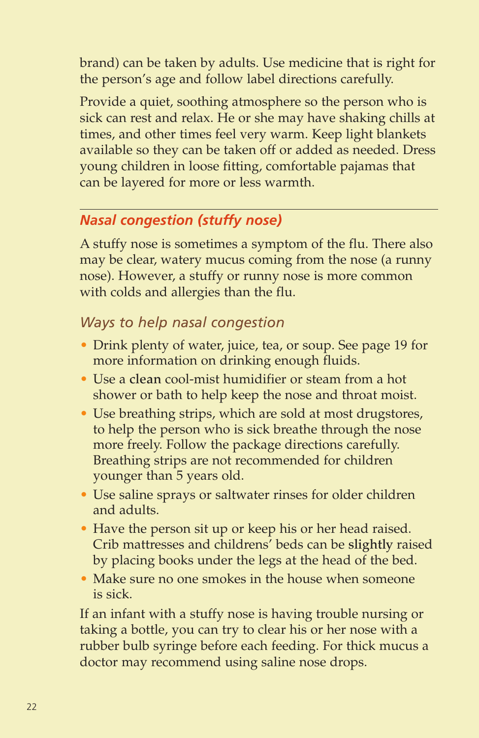brand) can be taken by adults. Use medicine that is right for the person's age and follow label directions carefully.

Provide a quiet, soothing atmosphere so the person who is sick can rest and relax. He or she may have shaking chills at times, and other times feel very warm. Keep light blankets available so they can be taken off or added as needed. Dress young children in loose fitting, comfortable pajamas that can be layered for more or less warmth.

---

## *Nasal congestion (stuffy nose)*

A stuffy nose is sometimes a symptom of the flu. There also may be clear, watery mucus coming from the nose (a runny nose). However, a stuffy or runny nose is more common with colds and allergies than the flu.

### *Ways to help nasal congestion*

- Drink plenty of water, juice, tea, or soup. See page 19 for more information on drinking enough fluids.
- Use a **clean** cool-mist humidifier or steam from a hot shower or bath to help keep the nose and throat moist.
- Use breathing strips, which are sold at most drugstores, to help the person who is sick breathe through the nose more freely. Follow the package directions carefully. Breathing strips are not recommended for children younger than 5 years old.
- Use saline sprays or saltwater rinses for older children and adults.
- Have the person sit up or keep his or her head raised. Crib mattresses and childrens' beds can be **slightly** raised by placing books under the legs at the head of the bed.
- Make sure no one smokes in the house when someone is sick.

If an infant with a stuffy nose is having trouble nursing or taking a bottle, you can try to clear his or her nose with a rubber bulb syringe before each feeding. For thick mucus a doctor may recommend using saline nose drops.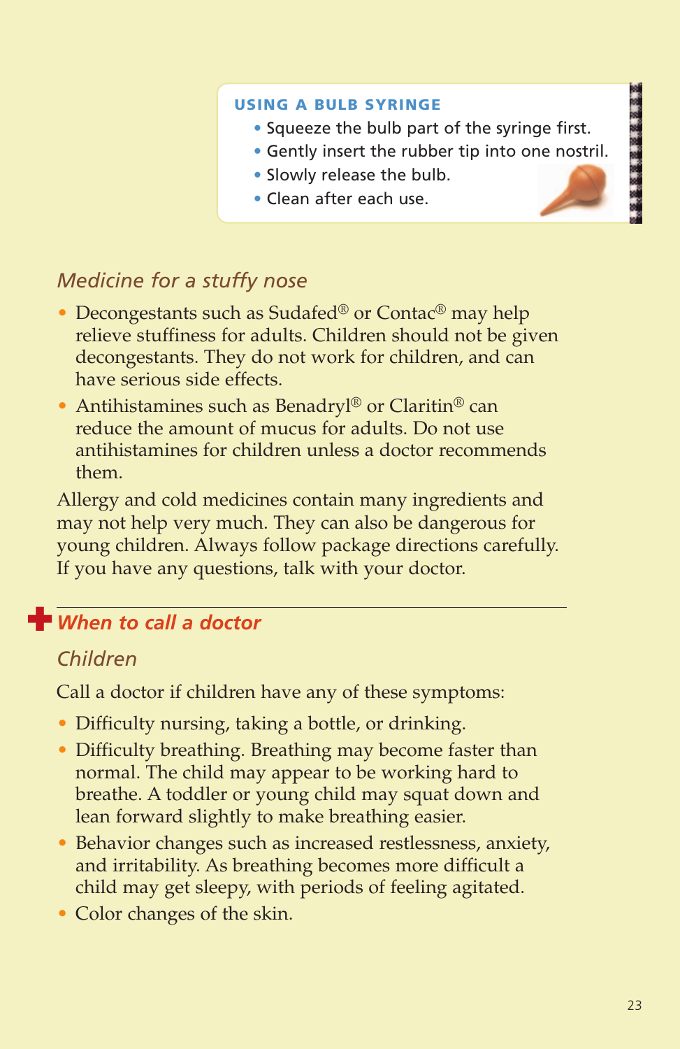**USING A BULB SYRINGE**

- Squeeze the bulb part of the syringe first.
- Gently insert the rubber tip into one nostril.
- Slowly release the bulb.
- Clean after each use.

### *Medicine for a stuffy nose*

- Decongestants such as Sudafed® or Contac® may help relieve stuffiness for adults. Children should not be given decongestants. They do not work for children, and can have serious side effects.
- Antihistamines such as Benadryl® or Claritin® can reduce the amount of mucus for adults. Do not use antihistamines for children unless a doctor recommends them.

Allergy and cold medicines contain many ingredients and may not help very much. They can also be dangerous for young children. Always follow package directions carefully. If you have any questions, talk with your doctor.

## *When to call a doctor*

### *Children*

Call a doctor if children have any of these symptoms:

- Difficulty nursing, taking a bottle, or drinking.
- Difficulty breathing. Breathing may become faster than normal. The child may appear to be working hard to breathe. A toddler or young child may squat down and lean forward slightly to make breathing easier.
- Behavior changes such as increased restlessness, anxiety, and irritability. As breathing becomes more difficult a child may get sleepy, with periods of feeling agitated.
- Color changes of the skin.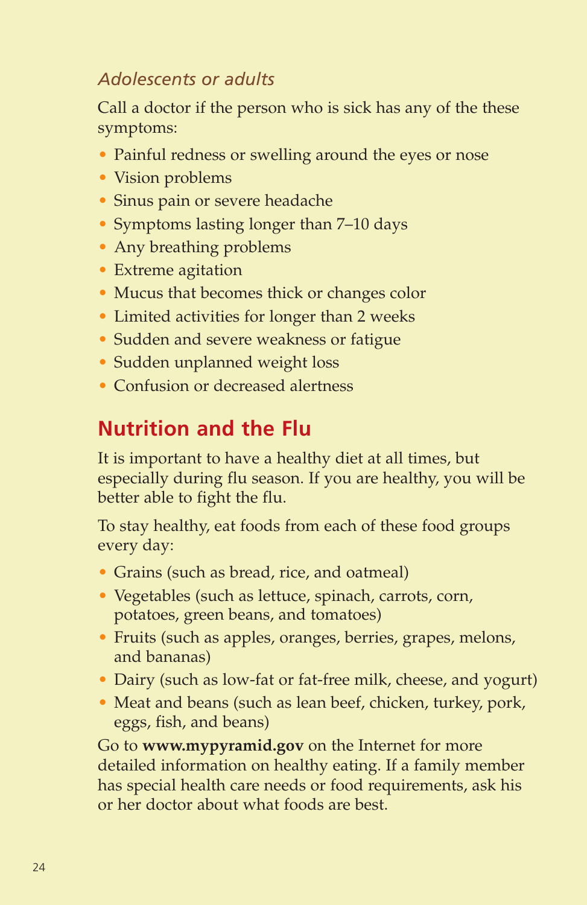### *Adolescents or adults*

Call a doctor if the person who is sick has any of the these symptoms:

- Painful redness or swelling around the eyes or nose
- Vision problems
- Sinus pain or severe headache
- Symptoms lasting longer than 7–10 days
- Any breathing problems
- Extreme agitation
- Mucus that becomes thick or changes color
- Limited activities for longer than 2 weeks
- Sudden and severe weakness or fatigue
- Sudden unplanned weight loss
- Confusion or decreased alertness

## Nutrition and the Flu

It is important to have a healthy diet at all times, but especially during flu season. If you are healthy, you will be better able to fight the flu.

To stay healthy, eat foods from each of these food groups every day:

- Grains (such as bread, rice, and oatmeal)
- Vegetables (such as lettuce, spinach, carrots, corn, potatoes, green beans, and tomatoes)
- Fruits (such as apples, oranges, berries, grapes, melons, and bananas)
- Dairy (such as low-fat or fat-free milk, cheese, and yogurt)
- Meat and beans (such as lean beef, chicken, turkey, pork, eggs, fish, and beans)

Go to **www.mypyramid.gov** on the Internet for more detailed information on healthy eating. If a family member has special health care needs or food requirements, ask his or her doctor about what foods are best.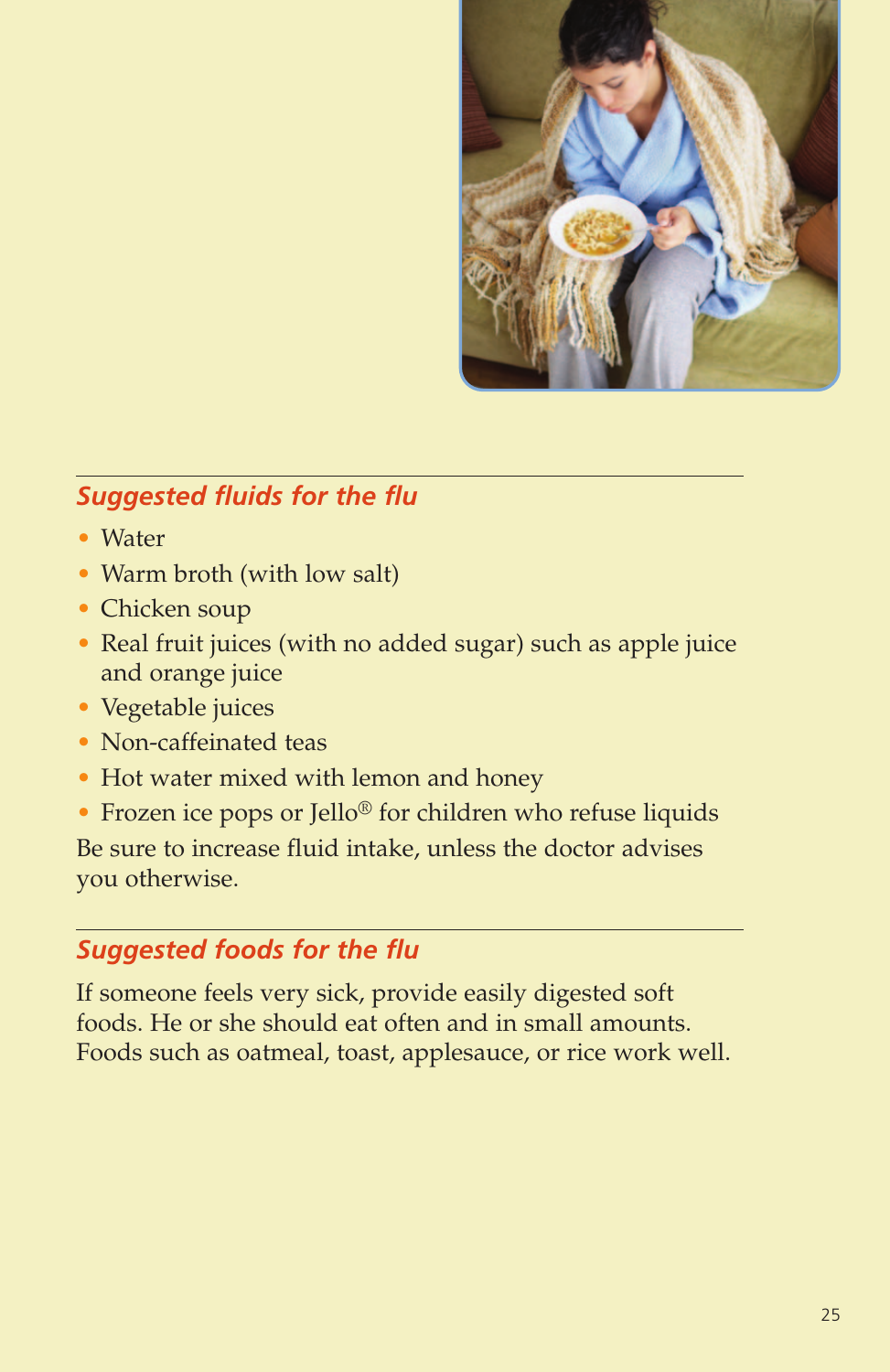## *Suggested fluids for the flu*

- Water
- Warm broth (with low salt)
- Chicken soup
- Real fruit juices (with no added sugar) such as apple juice and orange juice
- Vegetable juices
- Non-caffeinated teas
- Hot water mixed with lemon and honey
- Frozen ice pops or Jello® for children who refuse liquids

Be sure to increase fluid intake, unless the doctor advises you otherwise.

## *Suggested foods for the flu*

If someone feels very sick, provide easily digested soft foods. He or she should eat often and in small amounts. Foods such as oatmeal, toast, applesauce, or rice work well.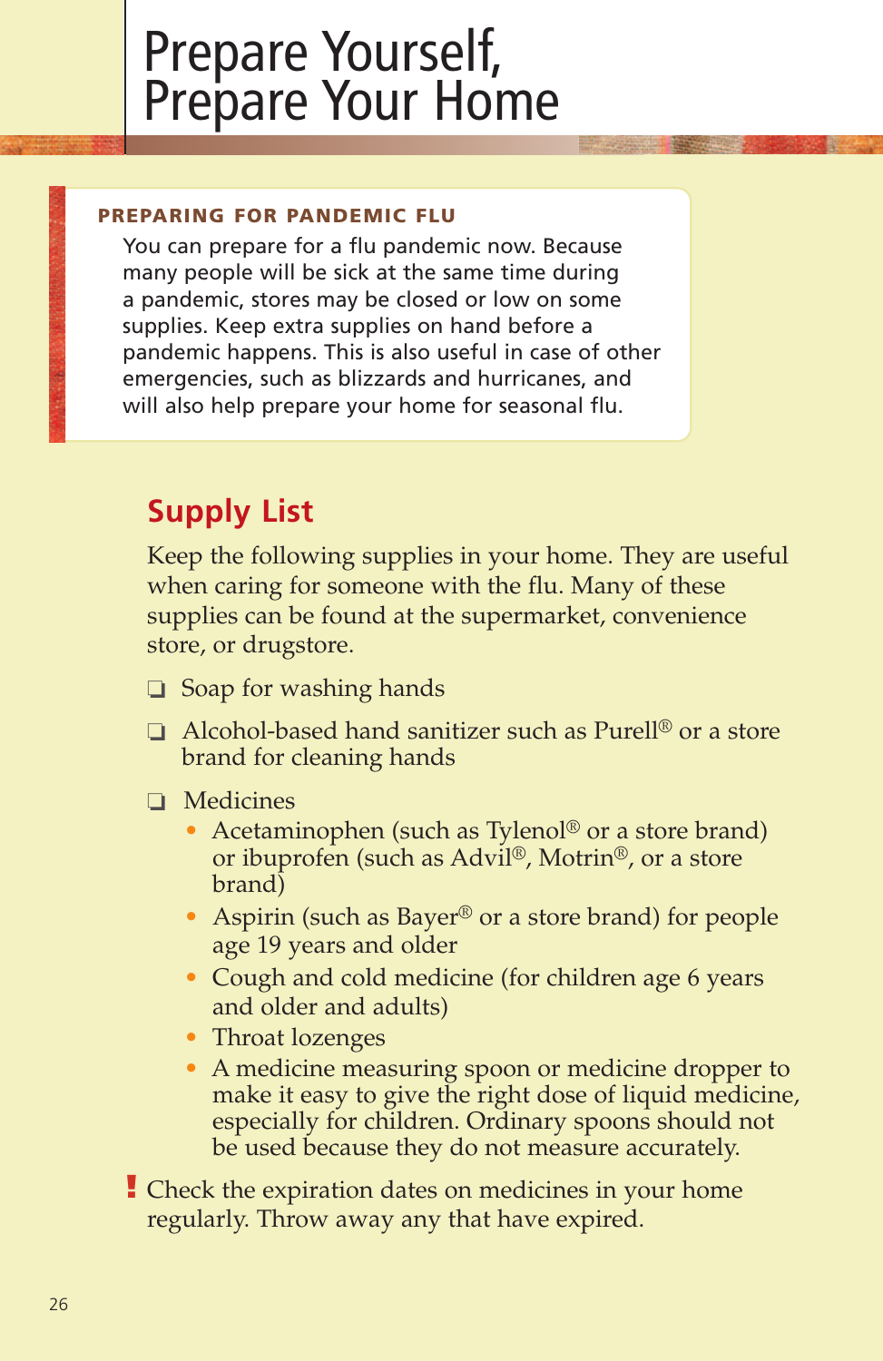# Prepare Yourself, Prepare Your Home

**PREPARING FOR PANDEMIC FLU**

You can prepare for a flu pandemic now. Because many people will be sick at the same time during a pandemic, stores may be closed or low on some supplies. Keep extra supplies on hand before a pandemic happens. This is also useful in case of other emergencies, such as blizzards and hurricanes, and will also help prepare your home for seasonal flu.

## Supply List

Keep the following supplies in your home. They are useful when caring for someone with the flu. Many of these supplies can be found at the supermarket, convenience store, or drugstore.

- ❑ Soap for washing hands
- ❑ Alcohol-based hand sanitizer such as Purell® or a store brand for cleaning hands
- ❑ Medicines
  - Acetaminophen (such as Tylenol® or a store brand) or ibuprofen (such as Advil®, Motrin®, or a store brand)
  - Aspirin (such as Bayer® or a store brand) for people age 19 years and older
  - Cough and cold medicine (for children age 6 years and older and adults)
  - Throat lozenges
  - A medicine measuring spoon or medicine dropper to make it easy to give the right dose of liquid medicine, especially for children. Ordinary spoons should not be used because they do not measure accurately.

**!** Check the expiration dates on medicines in your home regularly. Throw away any that have expired.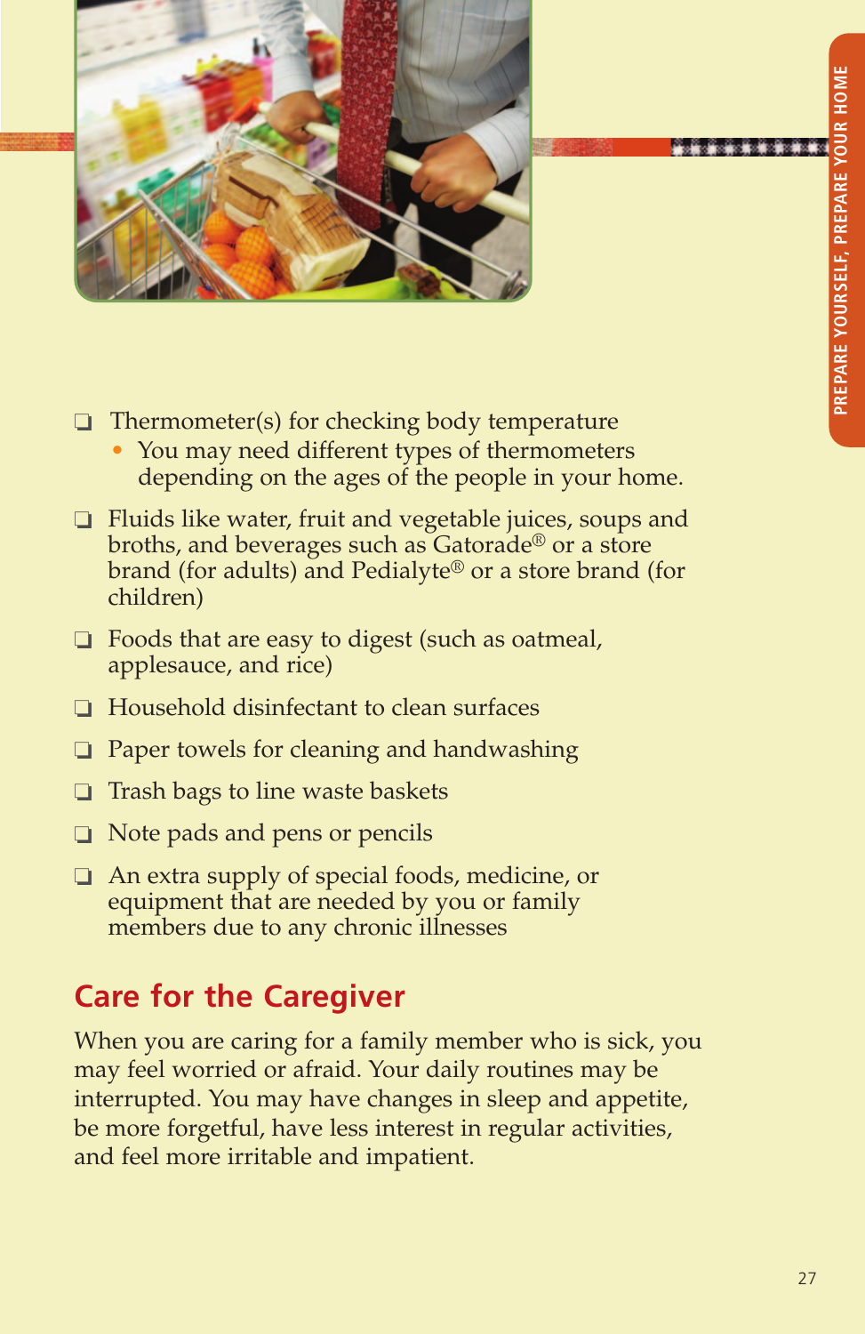- ❑ Thermometer(s) for checking body temperature
  - You may need different types of thermometers depending on the ages of the people in your home.
- ❑ Fluids like water, fruit and vegetable juices, soups and broths, and beverages such as Gatorade® or a store brand (for adults) and Pedialyte® or a store brand (for children)
- ❑ Foods that are easy to digest (such as oatmeal, applesauce, and rice)
- ❑ Household disinfectant to clean surfaces
- ❑ Paper towels for cleaning and handwashing
- ❑ Trash bags to line waste baskets
- ❑ Note pads and pens or pencils
- ❑ An extra supply of special foods, medicine, or equipment that are needed by you or family members due to any chronic illnesses

## Care for the Caregiver

When you are caring for a family member who is sick, you may feel worried or afraid. Your daily routines may be interrupted. You may have changes in sleep and appetite, be more forgetful, have less interest in regular activities, and feel more irritable and impatient.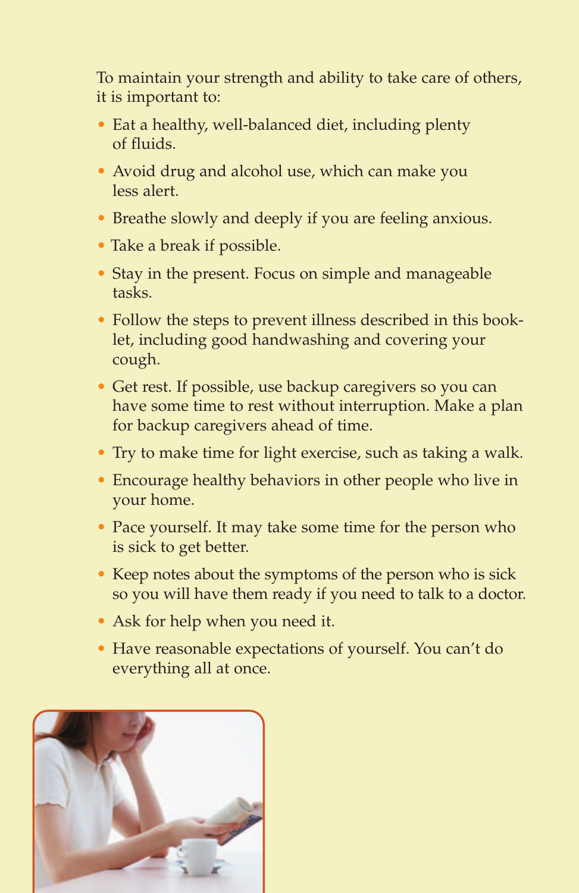To maintain your strength and ability to take care of others, it is important to:

- Eat a healthy, well-balanced diet, including plenty of fluids.
- Avoid drug and alcohol use, which can make you less alert.
- Breathe slowly and deeply if you are feeling anxious.
- Take a break if possible.
- Stay in the present. Focus on simple and manageable tasks.
- Follow the steps to prevent illness described in this booklet, including good handwashing and covering your cough.
- Get rest. If possible, use backup caregivers so you can have some time to rest without interruption. Make a plan for backup caregivers ahead of time.
- Try to make time for light exercise, such as taking a walk.
- Encourage healthy behaviors in other people who live in your home.
- Pace yourself. It may take some time for the person who is sick to get better.
- Keep notes about the symptoms of the person who is sick so you will have them ready if you need to talk to a doctor.
- Ask for help when you need it.
- Have reasonable expectations of yourself. You can't do everything all at once.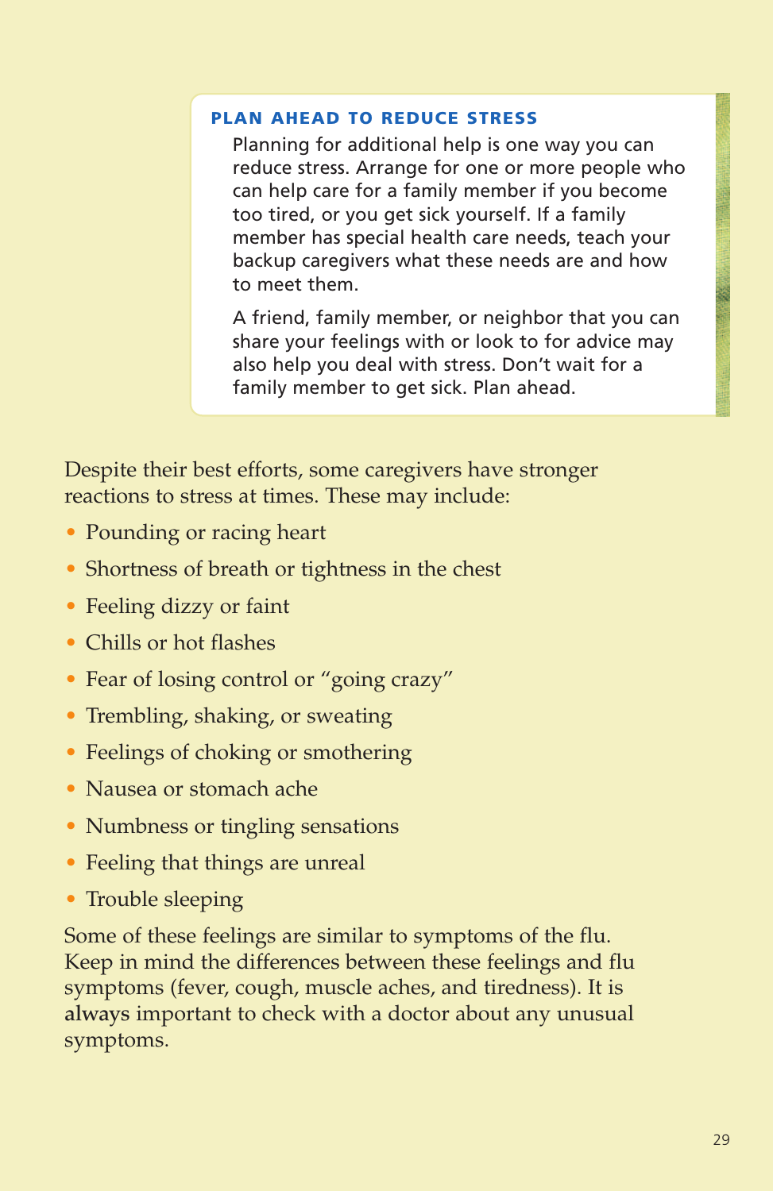### PLAN AHEAD TO REDUCE STRESS

Planning for additional help is one way you can reduce stress. Arrange for one or more people who can help care for a family member if you become too tired, or you get sick yourself. If a family member has special health care needs, teach your backup caregivers what these needs are and how to meet them.

A friend, family member, or neighbor that you can share your feelings with or look to for advice may also help you deal with stress. Don't wait for a family member to get sick. Plan ahead.

Despite their best efforts, some caregivers have stronger reactions to stress at times. These may include:

- Pounding or racing heart
- Shortness of breath or tightness in the chest
- Feeling dizzy or faint
- Chills or hot flashes
- Fear of losing control or "going crazy"
- Trembling, shaking, or sweating
- Feelings of choking or smothering
- Nausea or stomach ache
- Numbness or tingling sensations
- Feeling that things are unreal
- Trouble sleeping

Some of these feelings are similar to symptoms of the flu. Keep in mind the differences between these feelings and flu symptoms (fever, cough, muscle aches, and tiredness). It is **always** important to check with a doctor about any unusual symptoms.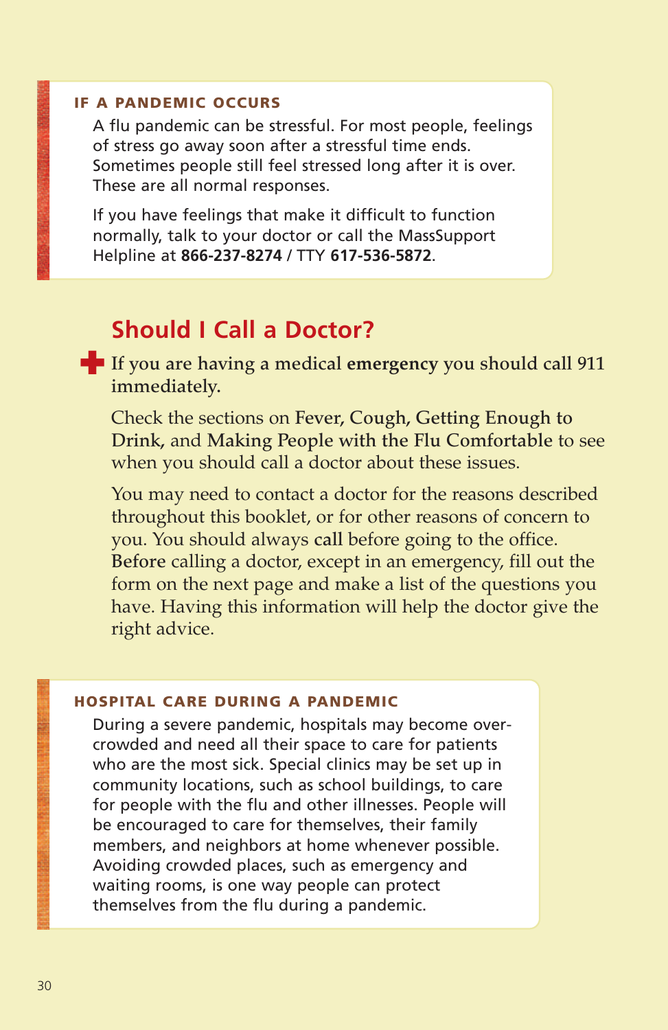### IF A PANDEMIC OCCURS

A flu pandemic can be stressful. For most people, feelings of stress go away soon after a stressful time ends. Sometimes people still feel stressed long after it is over. These are all normal responses.

If you have feelings that make it difficult to function normally, talk to your doctor or call the MassSupport Helpline at **866-237-8274** / TTY **617-536-5872**.

## Should I Call a Doctor?

If you are having a medical **emergency** you should call 911 immediately.

Check the sections on **Fever, Cough, Getting Enough to Drink,** and **Making People with the Flu Comfortable** to see when you should call a doctor about these issues.

You may need to contact a doctor for the reasons described throughout this booklet, or for other reasons of concern to you. You should always **call** before going to the office. **Before** calling a doctor, except in an emergency, fill out the form on the next page and make a list of the questions you have. Having this information will help the doctor give the right advice.

### HOSPITAL CARE DURING A PANDEMIC

During a severe pandemic, hospitals may become overcrowded and need all their space to care for patients who are the most sick. Special clinics may be set up in community locations, such as school buildings, to care for people with the flu and other illnesses. People will be encouraged to care for themselves, their family members, and neighbors at home whenever possible. Avoiding crowded places, such as emergency and waiting rooms, is one way people can protect themselves from the flu during a pandemic.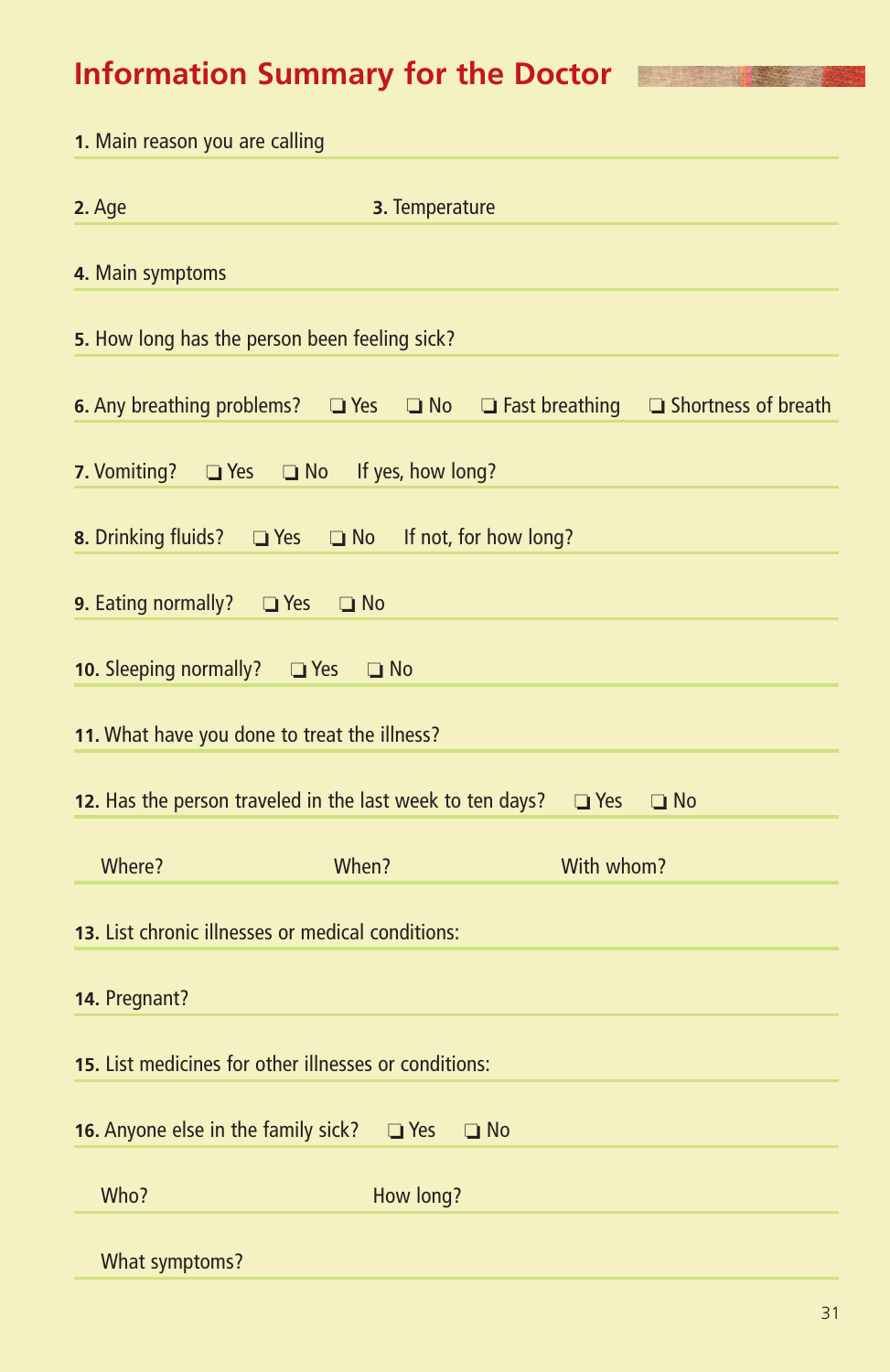# Information Summary for the Doctor

**1.** Main reason you are calling

**2.** Age **3.** Temperature

**4.** Main symptoms

**5.** How long has the person been feeling sick?

**6.** Any breathing problems? ❑ Yes ❑ No ❑ Fast breathing ❑ Shortness of breath

**7.** Vomiting? ❑ Yes ❑ No If yes, how long?

**8.** Drinking fluids? ❑ Yes ❑ No If not, for how long?

**9.** Eating normally? ❑ Yes ❑ No

**10.** Sleeping normally? ❑ Yes ❑ No

**11.** What have you done to treat the illness?

**12.** Has the person traveled in the last week to ten days? ❑ Yes ❑ No

Where? When? With whom?

**13.** List chronic illnesses or medical conditions:

**14.** Pregnant?

**15.** List medicines for other illnesses or conditions:

**16.** Anyone else in the family sick? ❑ Yes ❑ No

Who? How long?

What symptoms?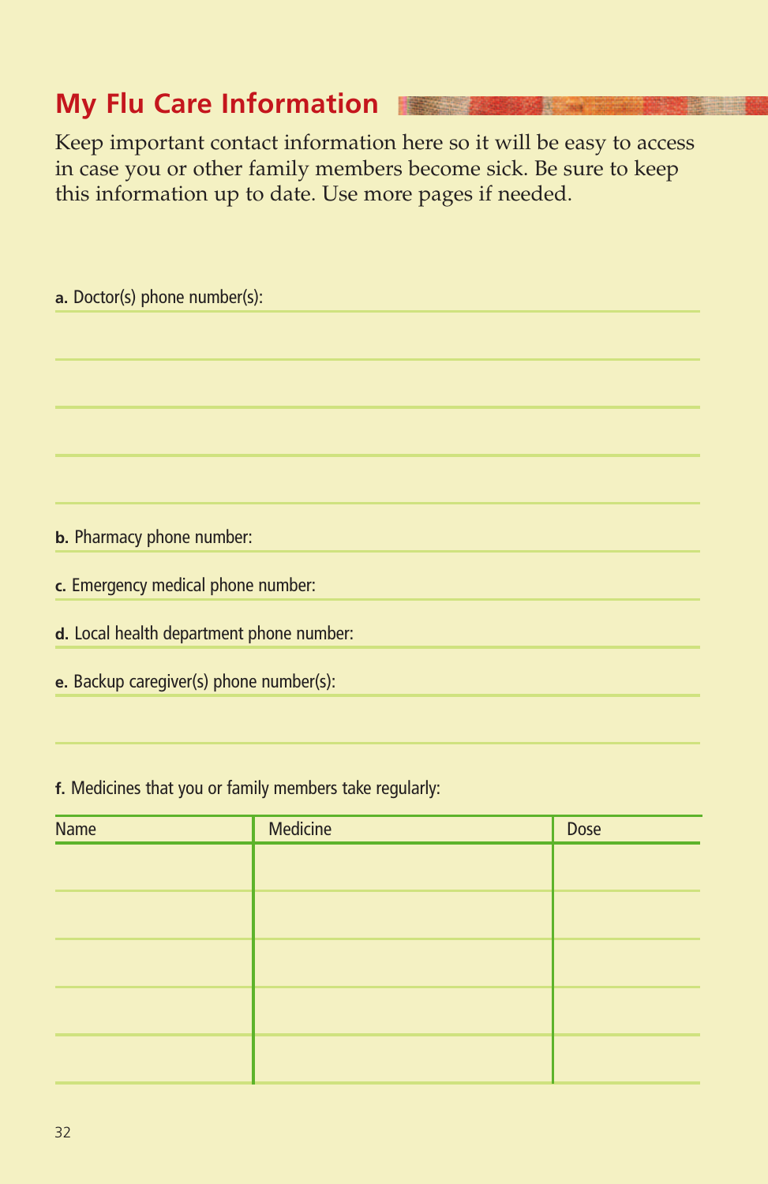## My Flu Care Information

Keep important contact information here so it will be easy to access in case you or other family members become sick. Be sure to keep this information up to date. Use more pages if needed.

**a.** Doctor(s) phone number(s):

**b.** Pharmacy phone number:

**c.** Emergency medical phone number:

**d.** Local health department phone number:

**e.** Backup caregiver(s) phone number(s):

**f.** Medicines that you or family members take regularly:

| Name | Medicine | Dose |
|---|---|---|
| | | |
| | | |
| | | |
| | | |
| | | |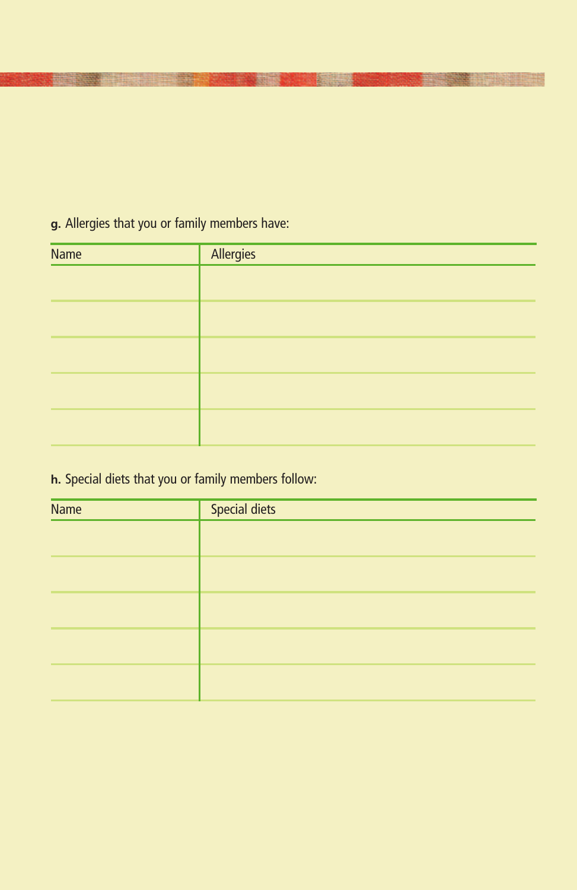**g.** Allergies that you or family members have:

| Name | Allergies |
|---|---|
| | |
| | |
| | |
| | |
| | |

**h.** Special diets that you or family members follow:

| Name | Special diets |
|---|---|
| | |
| | |
| | |
| | |
| | |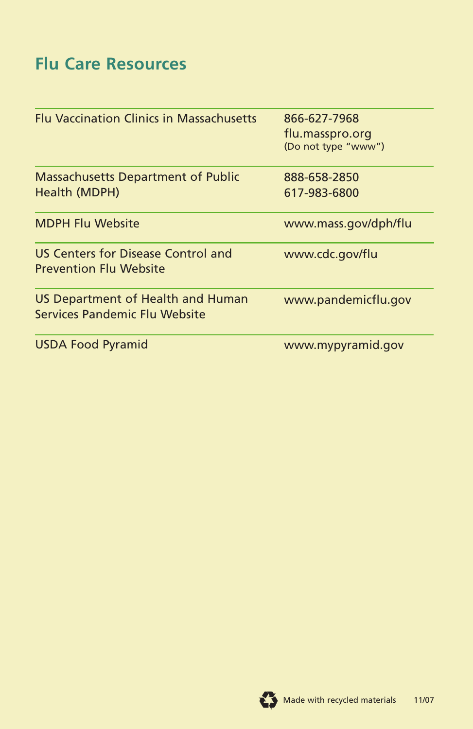## Flu Care Resources

| | |
|---|---|
| Flu Vaccination Clinics in Massachusetts | 866-627-7968<br>flu.masspro.org<br>(Do not type "www") |
| Massachusetts Department of Public Health (MDPH) | 888-658-2850<br>617-983-6800 |
| MDPH Flu Website | www.mass.gov/dph/flu |
| US Centers for Disease Control and Prevention Flu Website | www.cdc.gov/flu |
| US Department of Health and Human Services Pandemic Flu Website | www.pandemicflu.gov |
| USDA Food Pyramid | www.mypyramid.gov |

Made with recycled materials 11/07